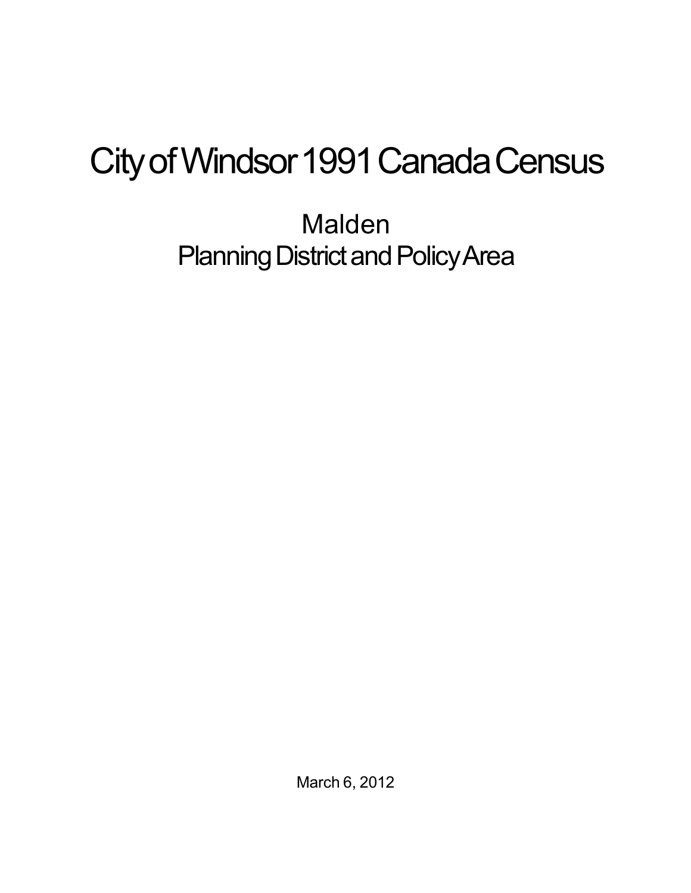# City of Windsor 1991 Canada Census

## Malden
## Planning District and Policy Area

March 6, 2012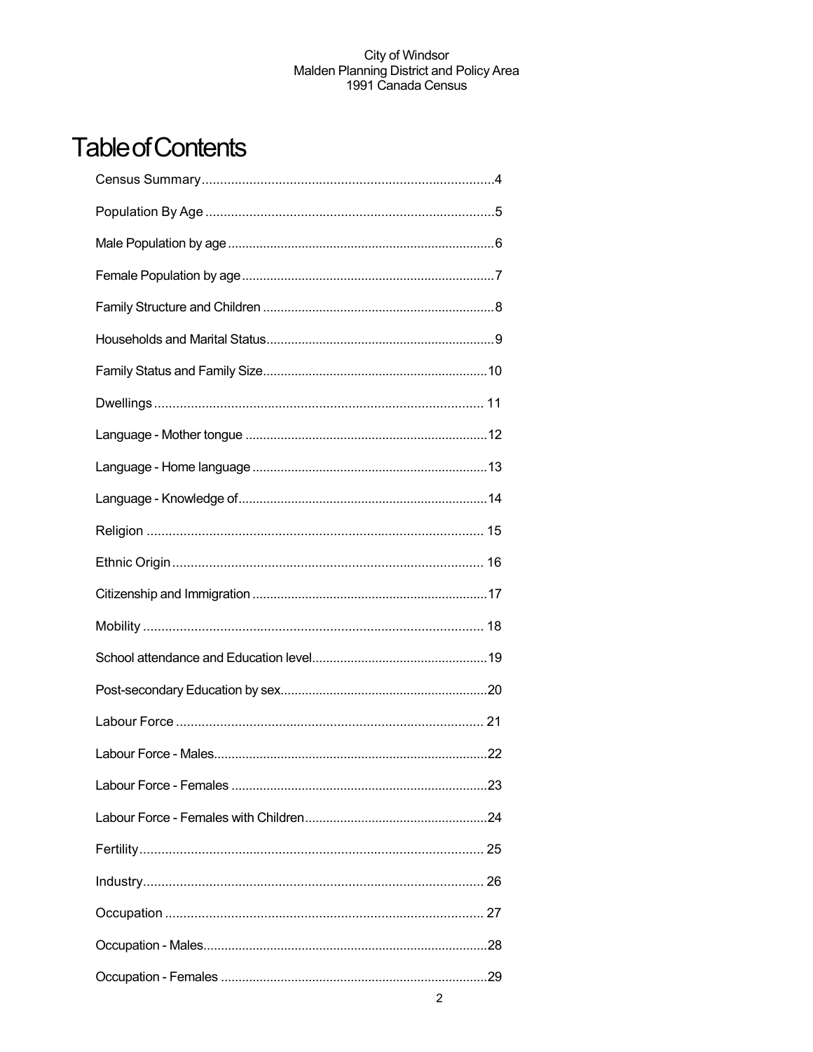# Table of Contents

Census Summary....................................................................................4

Population By Age ..................................................................................5

Male Population by age ..........................................................................6

Female Population by age .......................................................................7

Family Structure and Children .................................................................8

Households and Marital Status................................................................9

Family Status and Family Size...............................................................10

Dwellings .............................................................................................. 11

Language - Mother tongue ....................................................................12

Language - Home language ..................................................................13

Language - Knowledge of......................................................................14

Religion ................................................................................................ 15

Ethnic Origin ......................................................................................... 16

Citizenship and Immigration ..................................................................17

Mobility ................................................................................................. 18

School attendance and Education level.................................................19

Post-secondary Education by sex..........................................................20

Labour Force ........................................................................................ 21

Labour Force - Males............................................................................22

Labour Force - Females .......................................................................23

Labour Force - Females with Children...................................................24

Fertility.................................................................................................. 25

Industry................................................................................................. 26

Occupation ........................................................................................... 27

Occupation - Males...............................................................................28

Occupation - Females ...........................................................................29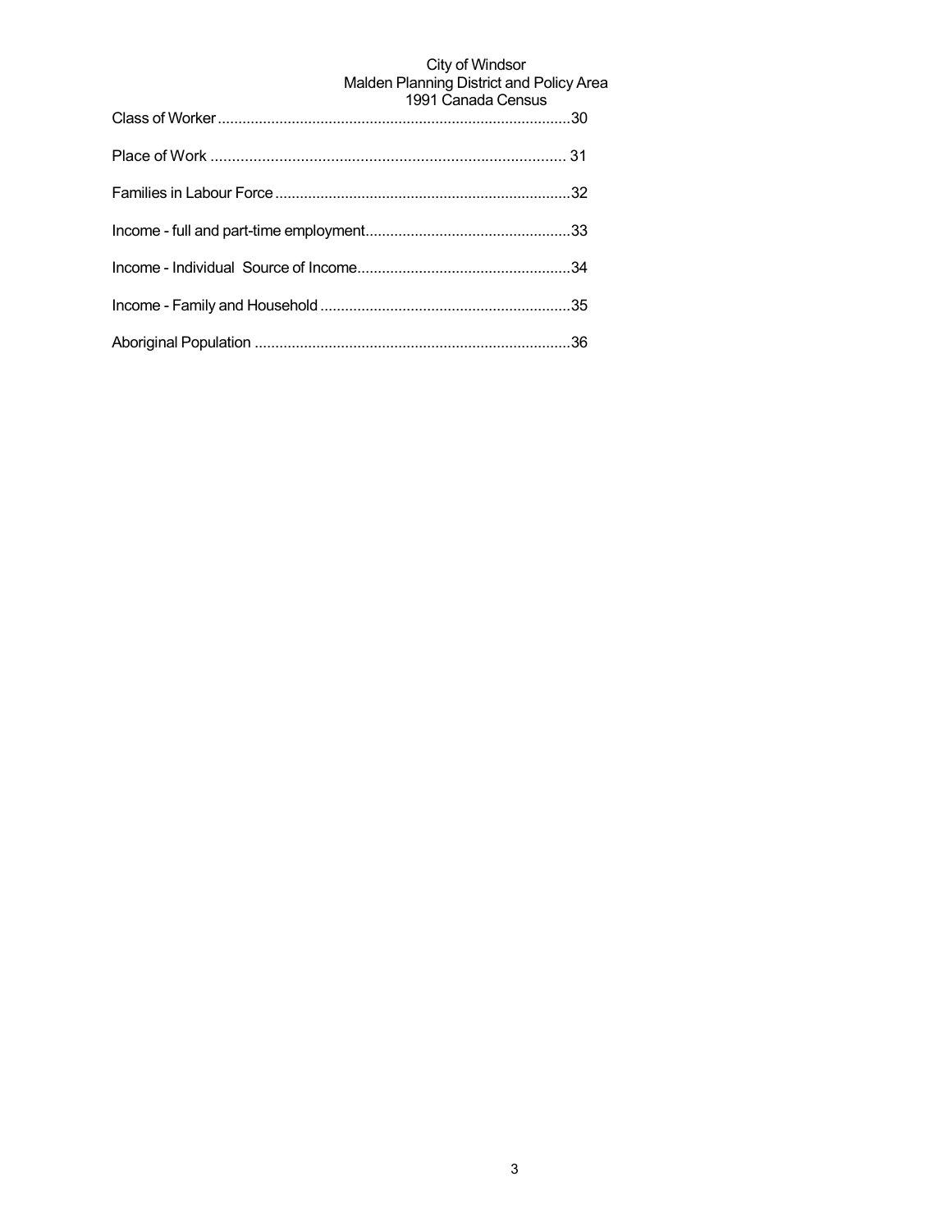Class of Worker ..................................................................................30

Place of Work .................................................................................... 31

Families in Labour Force .......................................................................32

Income - full and part-time employment..................................................33

Income - Individual Source of Income....................................................34

Income - Family and Household .............................................................35

Aboriginal Population .............................................................................36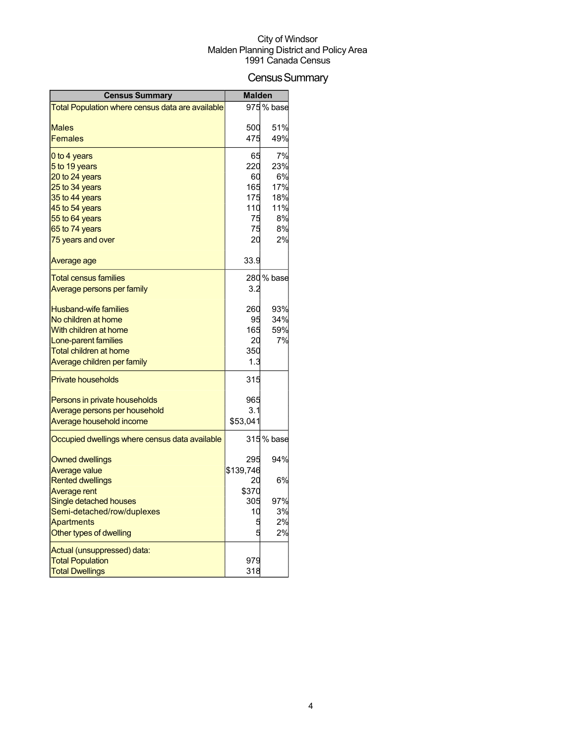City of Windsor
Malden Planning District and Policy Area
1991 Canada Census

# Census Summary

| Census Summary | Malden | |
|---|---|---|
| Total Population where census data are available | 975 | % base |
| Males | 500 | 51% |
| Females | 475 | 49% |
| 0 to 4 years | 65 | 7% |
| 5 to 19 years | 220 | 23% |
| 20 to 24 years | 60 | 6% |
| 25 to 34 years | 165 | 17% |
| 35 to 44 years | 175 | 18% |
| 45 to 54 years | 110 | 11% |
| 55 to 64 years | 75 | 8% |
| 65 to 74 years | 75 | 8% |
| 75 years and over | 20 | 2% |
| Average age | 33.9 | |
| Total census families | 280 | % base |
| Average persons per family | 3.2 | |
| Husband-wife families | 260 | 93% |
| No children at home | 95 | 34% |
| With children at home | 165 | 59% |
| Lone-parent families | 20 | 7% |
| Total children at home | 350 | |
| Average children per family | 1.3 | |
| Private households | 315 | |
| Persons in private households | 965 | |
| Average persons per household | 3.1 | |
| Average household income | $53,041 | |
| Occupied dwellings where census data available | 315 | % base |
| Owned dwellings | 295 | 94% |
| Average value | $139,746 | |
| Rented dwellings | 20 | 6% |
| Average rent | $370 | |
| Single detached houses | 305 | 97% |
| Semi-detached/row/duplexes | 10 | 3% |
| Apartments | 5 | 2% |
| Other types of dwelling | 5 | 2% |
| Actual (unsuppressed) data: | | |
| Total Population | 979 | |
| Total Dwellings | 318 | |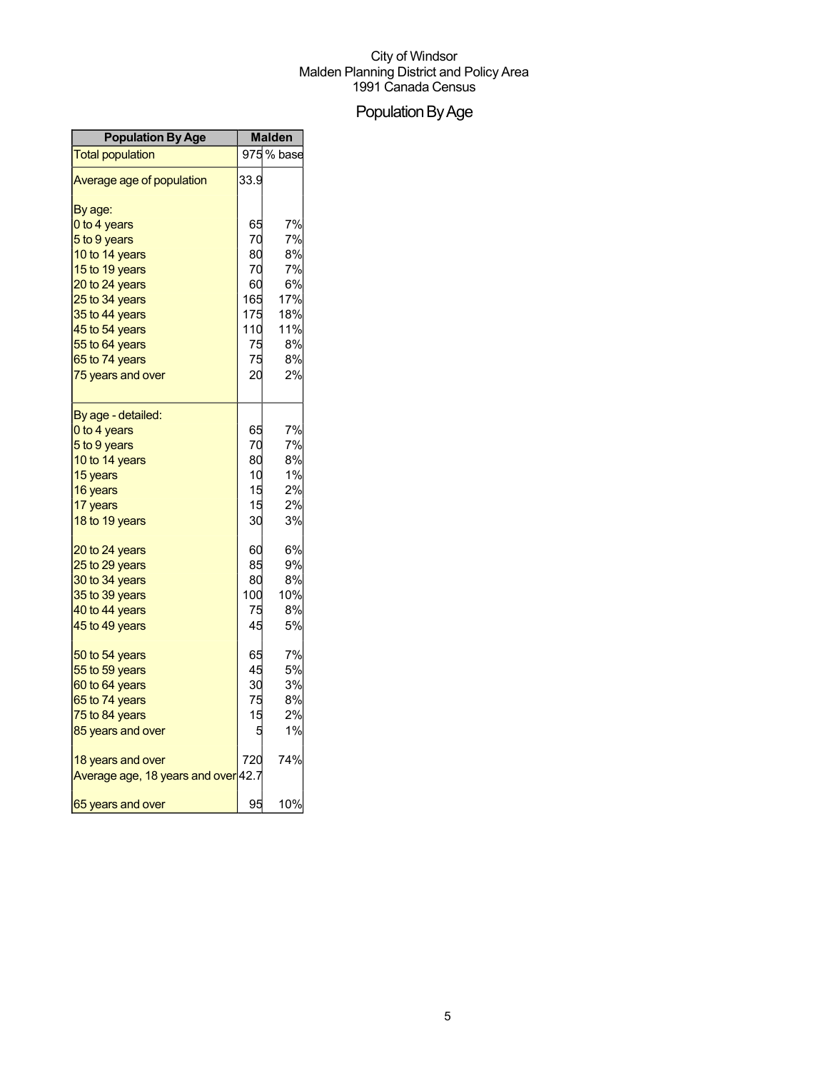City of Windsor
Malden Planning District and Policy Area
1991 Canada Census

# Population By Age

| Population By Age | Malden | |
|---|---|---|
| Total population | 975 | % base |
| Average age of population | 33.9 | |
| By age: | | |
| 0 to 4 years | 65 | 7% |
| 5 to 9 years | 70 | 7% |
| 10 to 14 years | 80 | 8% |
| 15 to 19 years | 70 | 7% |
| 20 to 24 years | 60 | 6% |
| 25 to 34 years | 165 | 17% |
| 35 to 44 years | 175 | 18% |
| 45 to 54 years | 110 | 11% |
| 55 to 64 years | 75 | 8% |
| 65 to 74 years | 75 | 8% |
| 75 years and over | 20 | 2% |
| By age - detailed: | | |
| 0 to 4 years | 65 | 7% |
| 5 to 9 years | 70 | 7% |
| 10 to 14 years | 80 | 8% |
| 15 years | 10 | 1% |
| 16 years | 15 | 2% |
| 17 years | 15 | 2% |
| 18 to 19 years | 30 | 3% |
| 20 to 24 years | 60 | 6% |
| 25 to 29 years | 85 | 9% |
| 30 to 34 years | 80 | 8% |
| 35 to 39 years | 100 | 10% |
| 40 to 44 years | 75 | 8% |
| 45 to 49 years | 45 | 5% |
| 50 to 54 years | 65 | 7% |
| 55 to 59 years | 45 | 5% |
| 60 to 64 years | 30 | 3% |
| 65 to 74 years | 75 | 8% |
| 75 to 84 years | 15 | 2% |
| 85 years and over | 5 | 1% |
| 18 years and over | 720 | 74% |
| Average age, 18 years and over | 42.7 | |
| 65 years and over | 95 | 10% |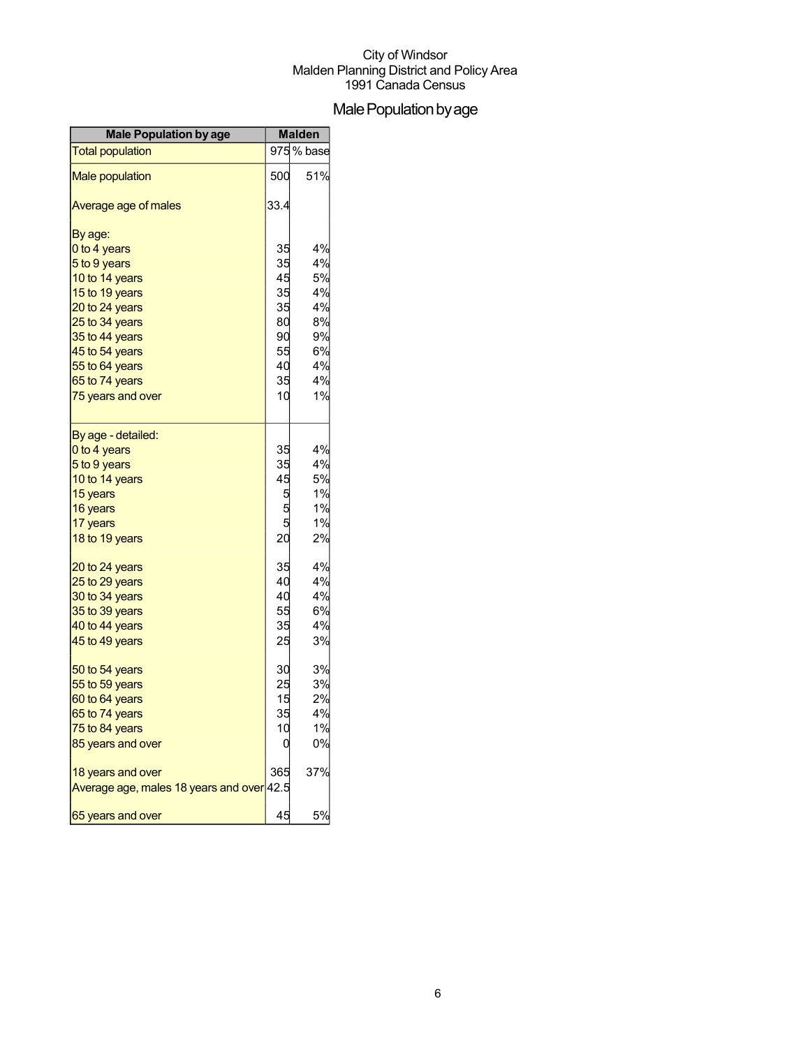City of Windsor
Malden Planning District and Policy Area
1991 Canada Census

# Male Population by age

| Male Population by age | Malden | |
|---|---|---|
| Total population | 975 | % base |
| Male population | 500 | 51% |
| Average age of males | 33.4 | |
| By age: | | |
| 0 to 4 years | 35 | 4% |
| 5 to 9 years | 35 | 4% |
| 10 to 14 years | 45 | 5% |
| 15 to 19 years | 35 | 4% |
| 20 to 24 years | 35 | 4% |
| 25 to 34 years | 80 | 8% |
| 35 to 44 years | 90 | 9% |
| 45 to 54 years | 55 | 6% |
| 55 to 64 years | 40 | 4% |
| 65 to 74 years | 35 | 4% |
| 75 years and over | 10 | 1% |
| By age - detailed: | | |
| 0 to 4 years | 35 | 4% |
| 5 to 9 years | 35 | 4% |
| 10 to 14 years | 45 | 5% |
| 15 years | 5 | 1% |
| 16 years | 5 | 1% |
| 17 years | 5 | 1% |
| 18 to 19 years | 20 | 2% |
| 20 to 24 years | 35 | 4% |
| 25 to 29 years | 40 | 4% |
| 30 to 34 years | 40 | 4% |
| 35 to 39 years | 55 | 6% |
| 40 to 44 years | 35 | 4% |
| 45 to 49 years | 25 | 3% |
| 50 to 54 years | 30 | 3% |
| 55 to 59 years | 25 | 3% |
| 60 to 64 years | 15 | 2% |
| 65 to 74 years | 35 | 4% |
| 75 to 84 years | 10 | 1% |
| 85 years and over | 0 | 0% |
| 18 years and over | 365 | 37% |
| Average age, males 18 years and over | 42.5 | |
| 65 years and over | 45 | 5% |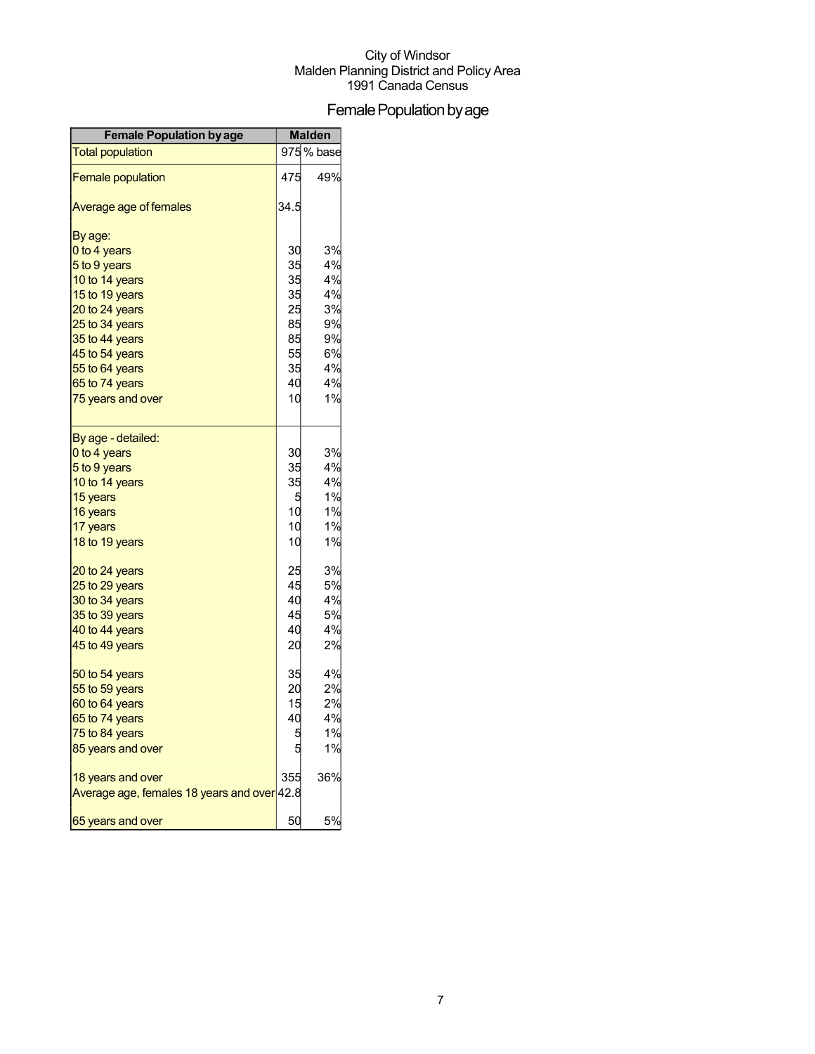City of Windsor
Malden Planning District and Policy Area
1991 Canada Census

# Female Population by age

| Female Population by age | Malden | |
|---|---|---|
| Total population | 975 | % base |
| Female population | 475 | 49% |
| Average age of females | 34.5 | |
| By age: | | |
| 0 to 4 years | 30 | 3% |
| 5 to 9 years | 35 | 4% |
| 10 to 14 years | 35 | 4% |
| 15 to 19 years | 35 | 4% |
| 20 to 24 years | 25 | 3% |
| 25 to 34 years | 85 | 9% |
| 35 to 44 years | 85 | 9% |
| 45 to 54 years | 55 | 6% |
| 55 to 64 years | 35 | 4% |
| 65 to 74 years | 40 | 4% |
| 75 years and over | 10 | 1% |
| By age - detailed: | | |
| 0 to 4 years | 30 | 3% |
| 5 to 9 years | 35 | 4% |
| 10 to 14 years | 35 | 4% |
| 15 years | 5 | 1% |
| 16 years | 10 | 1% |
| 17 years | 10 | 1% |
| 18 to 19 years | 10 | 1% |
| 20 to 24 years | 25 | 3% |
| 25 to 29 years | 45 | 5% |
| 30 to 34 years | 40 | 4% |
| 35 to 39 years | 45 | 5% |
| 40 to 44 years | 40 | 4% |
| 45 to 49 years | 20 | 2% |
| 50 to 54 years | 35 | 4% |
| 55 to 59 years | 20 | 2% |
| 60 to 64 years | 15 | 2% |
| 65 to 74 years | 40 | 4% |
| 75 to 84 years | 5 | 1% |
| 85 years and over | 5 | 1% |
| 18 years and over | 355 | 36% |
| Average age, females 18 years and over | 42.8 | |
| 65 years and over | 50 | 5% |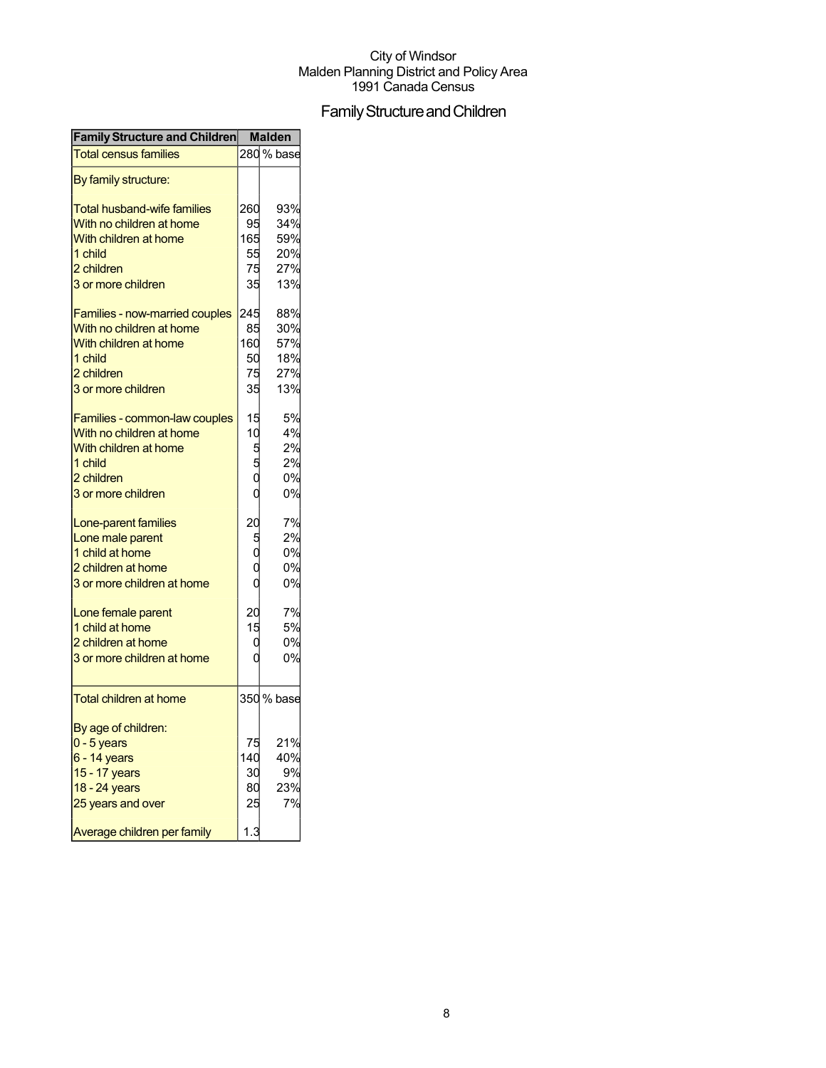City of Windsor
Malden Planning District and Policy Area
1991 Canada Census

# Family Structure and Children

| Family Structure and Children | Malden | |
|---|---|---|
| Total census families | 280 | % base |
| By family structure: | | |
| Total husband-wife families | 260 | 93% |
| With no children at home | 95 | 34% |
| With children at home | 165 | 59% |
| 1 child | 55 | 20% |
| 2 children | 75 | 27% |
| 3 or more children | 35 | 13% |
| Families - now-married couples | 245 | 88% |
| With no children at home | 85 | 30% |
| With children at home | 160 | 57% |
| 1 child | 50 | 18% |
| 2 children | 75 | 27% |
| 3 or more children | 35 | 13% |
| Families - common-law couples | 15 | 5% |
| With no children at home | 10 | 4% |
| With children at home | 5 | 2% |
| 1 child | 5 | 2% |
| 2 children | 0 | 0% |
| 3 or more children | 0 | 0% |
| Lone-parent families | 20 | 7% |
| Lone male parent | 5 | 2% |
| 1 child at home | 0 | 0% |
| 2 children at home | 0 | 0% |
| 3 or more children at home | 0 | 0% |
| Lone female parent | 20 | 7% |
| 1 child at home | 15 | 5% |
| 2 children at home | 0 | 0% |
| 3 or more children at home | 0 | 0% |
| Total children at home | 350 | % base |
| By age of children: | | |
| 0 - 5 years | 75 | 21% |
| 6 - 14 years | 140 | 40% |
| 15 - 17 years | 30 | 9% |
| 18 - 24 years | 80 | 23% |
| 25 years and over | 25 | 7% |
| Average children per family | 1.3 | |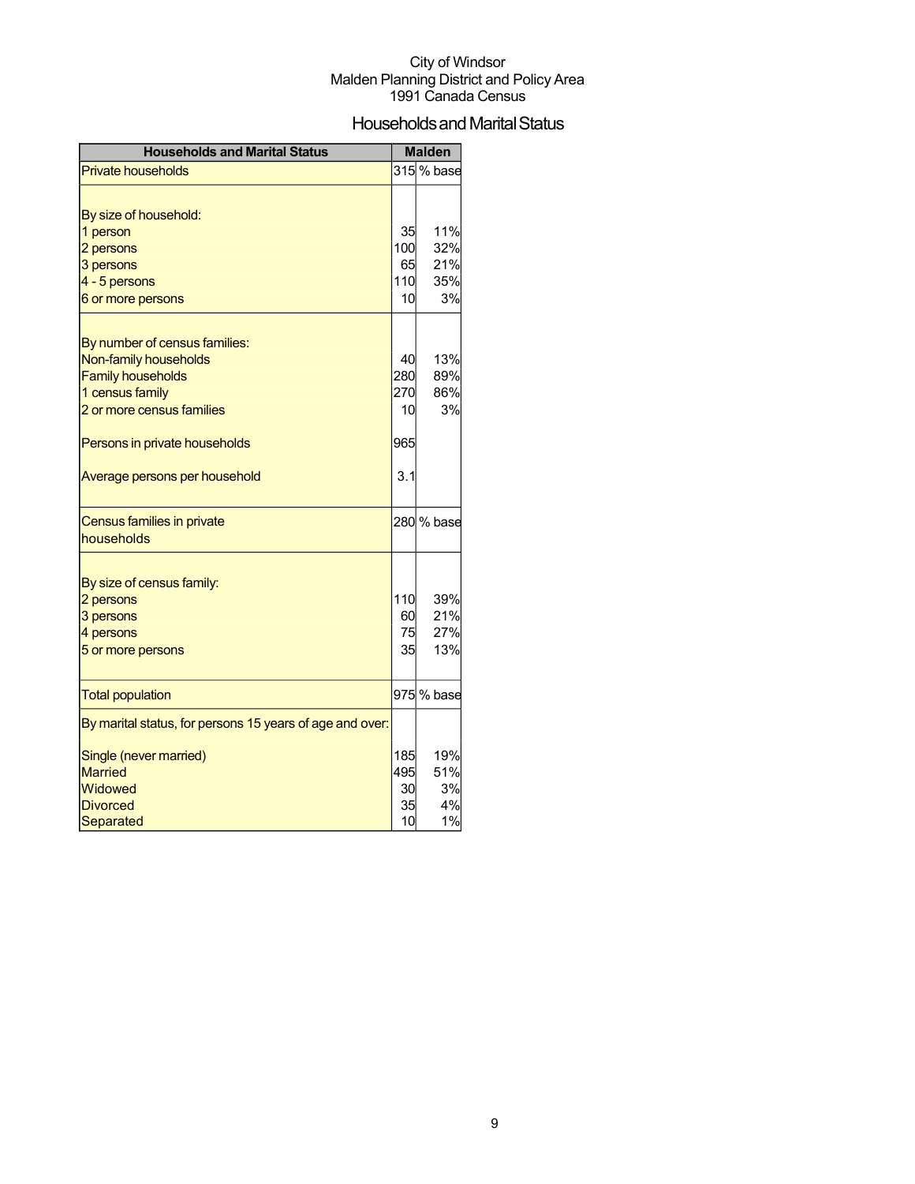City of Windsor
Malden Planning District and Policy Area
1991 Canada Census

# Households and Marital Status

| Households and Marital Status | Malden | |
|---|---|---|
| Private households | 315 | % base |
| | | |
| By size of household: | | |
| 1 person | 35 | 11% |
| 2 persons | 100 | 32% |
| 3 persons | 65 | 21% |
| 4 - 5 persons | 110 | 35% |
| 6 or more persons | 10 | 3% |
| | | |
| By number of census families: | | |
| Non-family households | 40 | 13% |
| Family households | 280 | 89% |
| 1 census family | 270 | 86% |
| 2 or more census families | 10 | 3% |
| | | |
| Persons in private households | 965 | |
| | | |
| Average persons per household | 3.1 | |
| | | |
| Census families in private households | 280 | % base |
| | | |
| By size of census family: | | |
| 2 persons | 110 | 39% |
| 3 persons | 60 | 21% |
| 4 persons | 75 | 27% |
| 5 or more persons | 35 | 13% |
| | | |
| Total population | 975 | % base |
| By marital status, for persons 15 years of age and over: | | |
| Single (never married) | 185 | 19% |
| Married | 495 | 51% |
| Widowed | 30 | 3% |
| Divorced | 35 | 4% |
| Separated | 10 | 1% |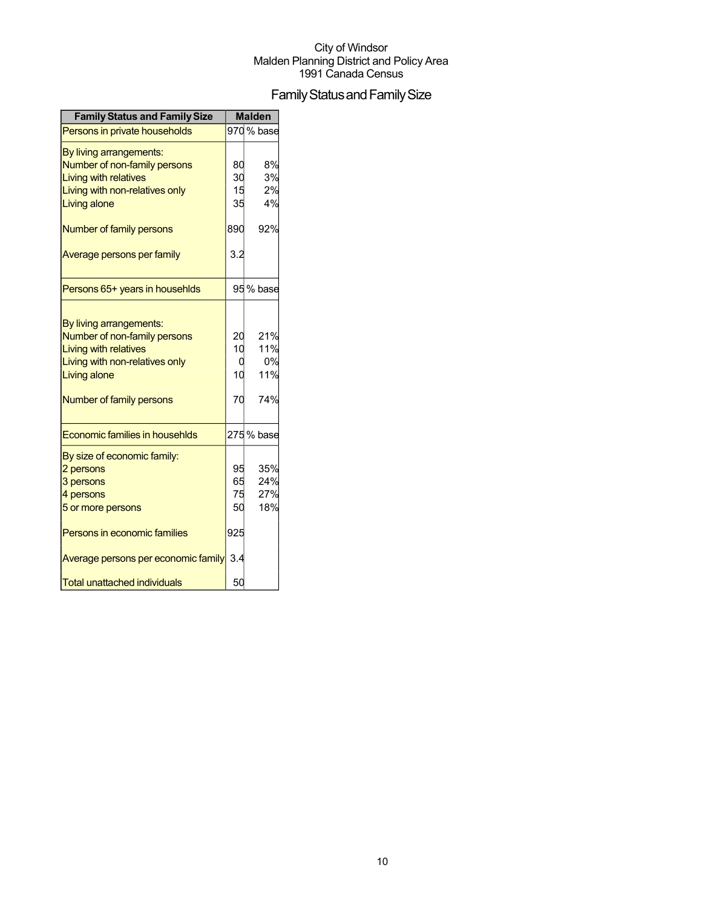City of Windsor
Malden Planning District and Policy Area
1991 Canada Census

# Family Status and Family Size

| Family Status and Family Size | Malden | |
|---|---|---|
| Persons in private households | 970 | % base |
| By living arrangements: | | |
| Number of non-family persons | 80 | 8% |
| Living with relatives | 30 | 3% |
| Living with non-relatives only | 15 | 2% |
| Living alone | 35 | 4% |
| Number of family persons | 890 | 92% |
| Average persons per family | 3.2 | |
| Persons 65+ years in househlds | 95 | % base |
| By living arrangements: | | |
| Number of non-family persons | 20 | 21% |
| Living with relatives | 10 | 11% |
| Living with non-relatives only | 0 | 0% |
| Living alone | 10 | 11% |
| Number of family persons | 70 | 74% |
| Economic families in househlds | 275 | % base |
| By size of economic family: | | |
| 2 persons | 95 | 35% |
| 3 persons | 65 | 24% |
| 4 persons | 75 | 27% |
| 5 or more persons | 50 | 18% |
| Persons in economic families | 925 | |
| Average persons per economic family | 3.4 | |
| Total unattached individuals | 50 | |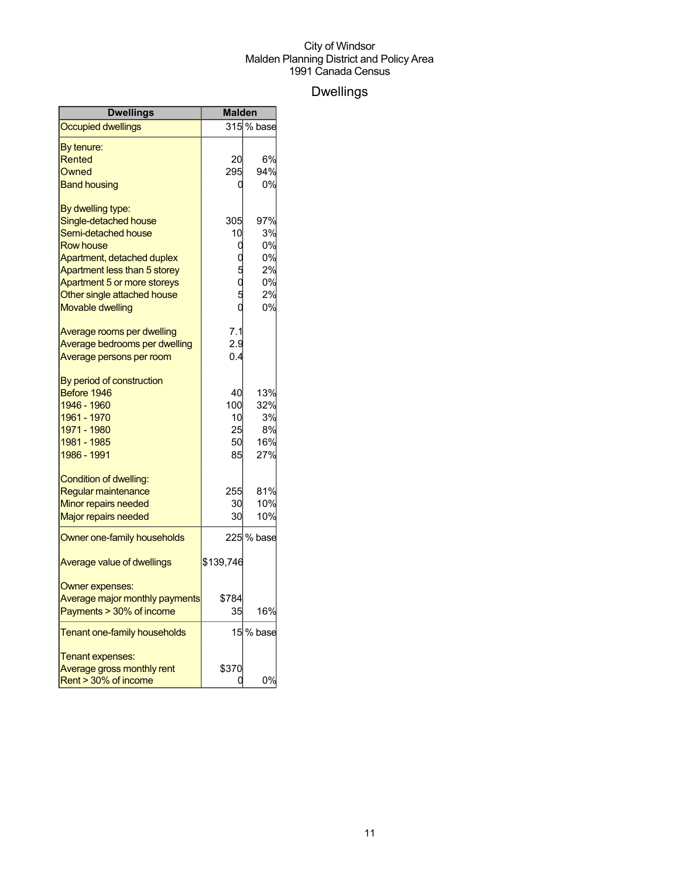City of Windsor
Malden Planning District and Policy Area
1991 Canada Census

# Dwellings

| Dwellings | Malden | |
|---|---|---|
| Occupied dwellings | 315 | % base |
| By tenure: | | |
| Rented | 20 | 6% |
| Owned | 295 | 94% |
| Band housing | 0 | 0% |
| By dwelling type: | | |
| Single-detached house | 305 | 97% |
| Semi-detached house | 10 | 3% |
| Row house | 0 | 0% |
| Apartment, detached duplex | 0 | 0% |
| Apartment less than 5 storey | 5 | 2% |
| Apartment 5 or more storeys | 0 | 0% |
| Other single attached house | 5 | 2% |
| Movable dwelling | 0 | 0% |
| Average rooms per dwelling | 7.1 | |
| Average bedrooms per dwelling | 2.9 | |
| Average persons per room | 0.4 | |
| By period of construction | | |
| Before 1946 | 40 | 13% |
| 1946 - 1960 | 100 | 32% |
| 1961 - 1970 | 10 | 3% |
| 1971 - 1980 | 25 | 8% |
| 1981 - 1985 | 50 | 16% |
| 1986 - 1991 | 85 | 27% |
| Condition of dwelling: | | |
| Regular maintenance | 255 | 81% |
| Minor repairs needed | 30 | 10% |
| Major repairs needed | 30 | 10% |
| Owner one-family households | 225 | % base |
| Average value of dwellings | $139,746 | |
| Owner expenses: | | |
| Average major monthly payments | $784 | |
| Payments > 30% of income | 35 | 16% |
| Tenant one-family households | 15 | % base |
| Tenant expenses: | | |
| Average gross monthly rent | $370 | |
| Rent > 30% of income | 0 | 0% |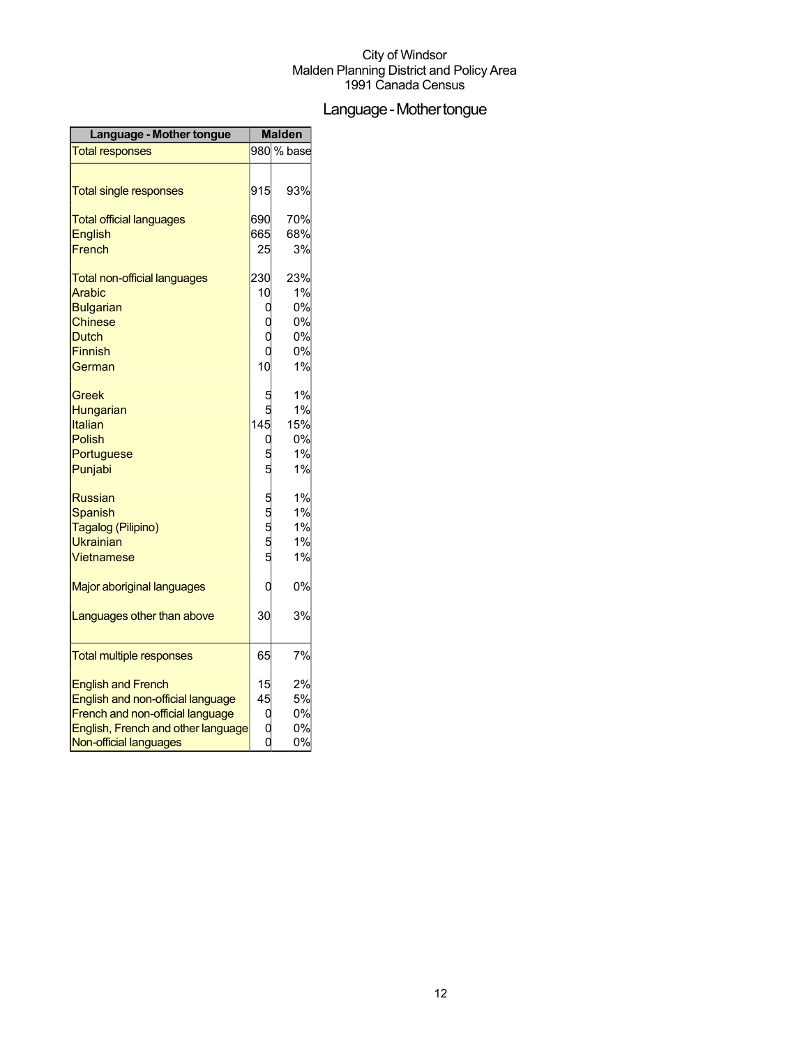City of Windsor
Malden Planning District and Policy Area
1991 Canada Census

# Language - Mother tongue

| Language - Mother tongue | Malden | |
|---|---|---|
| Total responses | 980 | % base |
| Total single responses | 915 | 93% |
| Total official languages | 690 | 70% |
| English | 665 | 68% |
| French | 25 | 3% |
| Total non-official languages | 230 | 23% |
| Arabic | 10 | 1% |
| Bulgarian | 0 | 0% |
| Chinese | 0 | 0% |
| Dutch | 0 | 0% |
| Finnish | 0 | 0% |
| German | 10 | 1% |
| Greek | 5 | 1% |
| Hungarian | 5 | 1% |
| Italian | 145 | 15% |
| Polish | 0 | 0% |
| Portuguese | 5 | 1% |
| Punjabi | 5 | 1% |
| Russian | 5 | 1% |
| Spanish | 5 | 1% |
| Tagalog (Pilipino) | 5 | 1% |
| Ukrainian | 5 | 1% |
| Vietnamese | 5 | 1% |
| Major aboriginal languages | 0 | 0% |
| Languages other than above | 30 | 3% |
| Total multiple responses | 65 | 7% |
| English and French | 15 | 2% |
| English and non-official language | 45 | 5% |
| French and non-official language | 0 | 0% |
| English, French and other language | 0 | 0% |
| Non-official languages | 0 | 0% |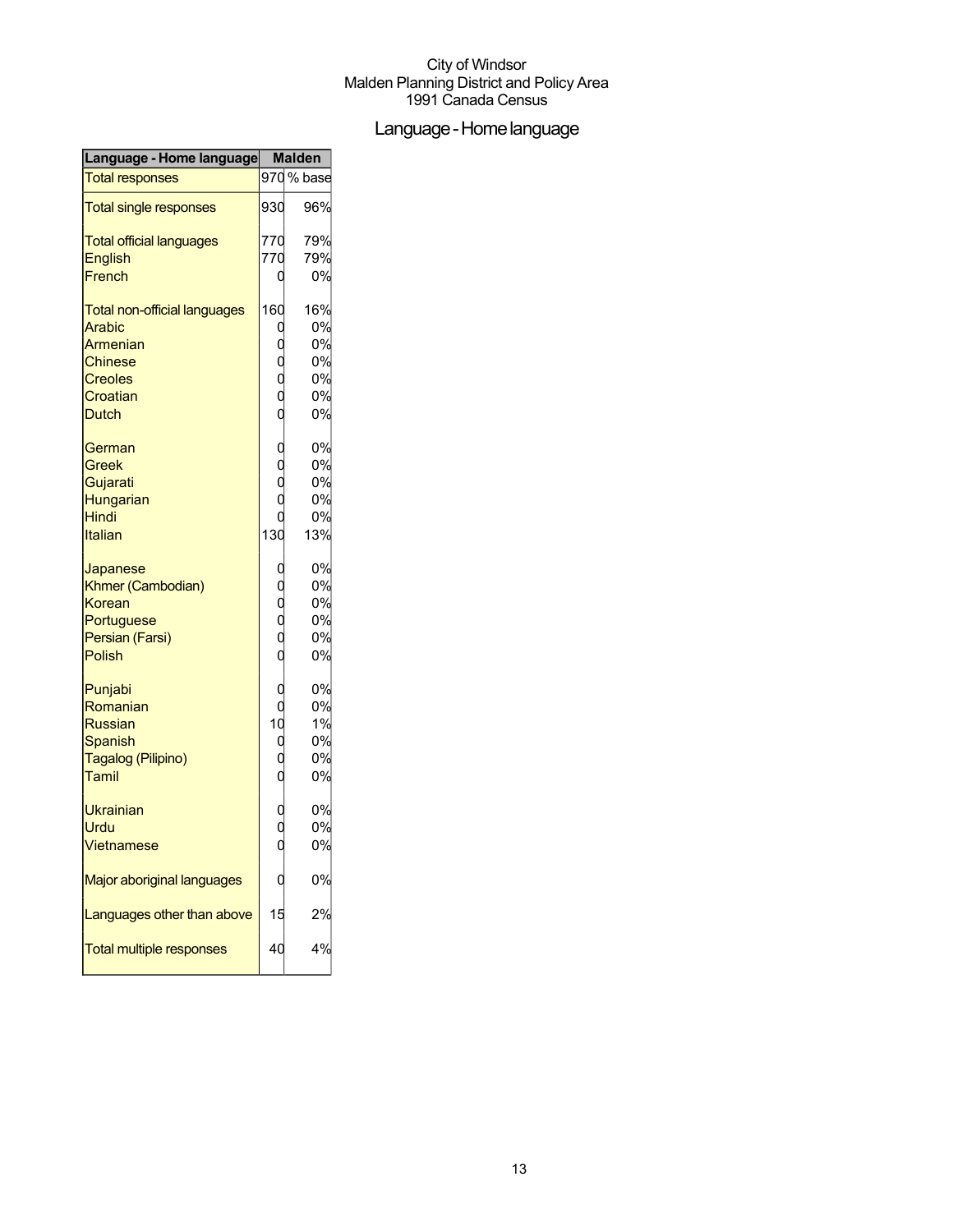City of Windsor
Malden Planning District and Policy Area
1991 Canada Census

# Language - Home language

| Language - Home language | Malden | |
|---|---|---|
| Total responses | 970 | % base |
| Total single responses | 930 | 96% |
| Total official languages | 770 | 79% |
| English | 770 | 79% |
| French | 0 | 0% |
| Total non-official languages | 160 | 16% |
| Arabic | 0 | 0% |
| Armenian | 0 | 0% |
| Chinese | 0 | 0% |
| Creoles | 0 | 0% |
| Croatian | 0 | 0% |
| Dutch | 0 | 0% |
| German | 0 | 0% |
| Greek | 0 | 0% |
| Gujarati | 0 | 0% |
| Hungarian | 0 | 0% |
| Hindi | 0 | 0% |
| Italian | 130 | 13% |
| Japanese | 0 | 0% |
| Khmer (Cambodian) | 0 | 0% |
| Korean | 0 | 0% |
| Portuguese | 0 | 0% |
| Persian (Farsi) | 0 | 0% |
| Polish | 0 | 0% |
| Punjabi | 0 | 0% |
| Romanian | 0 | 0% |
| Russian | 10 | 1% |
| Spanish | 0 | 0% |
| Tagalog (Pilipino) | 0 | 0% |
| Tamil | 0 | 0% |
| Ukrainian | 0 | 0% |
| Urdu | 0 | 0% |
| Vietnamese | 0 | 0% |
| Major aboriginal languages | 0 | 0% |
| Languages other than above | 15 | 2% |
| Total multiple responses | 40 | 4% |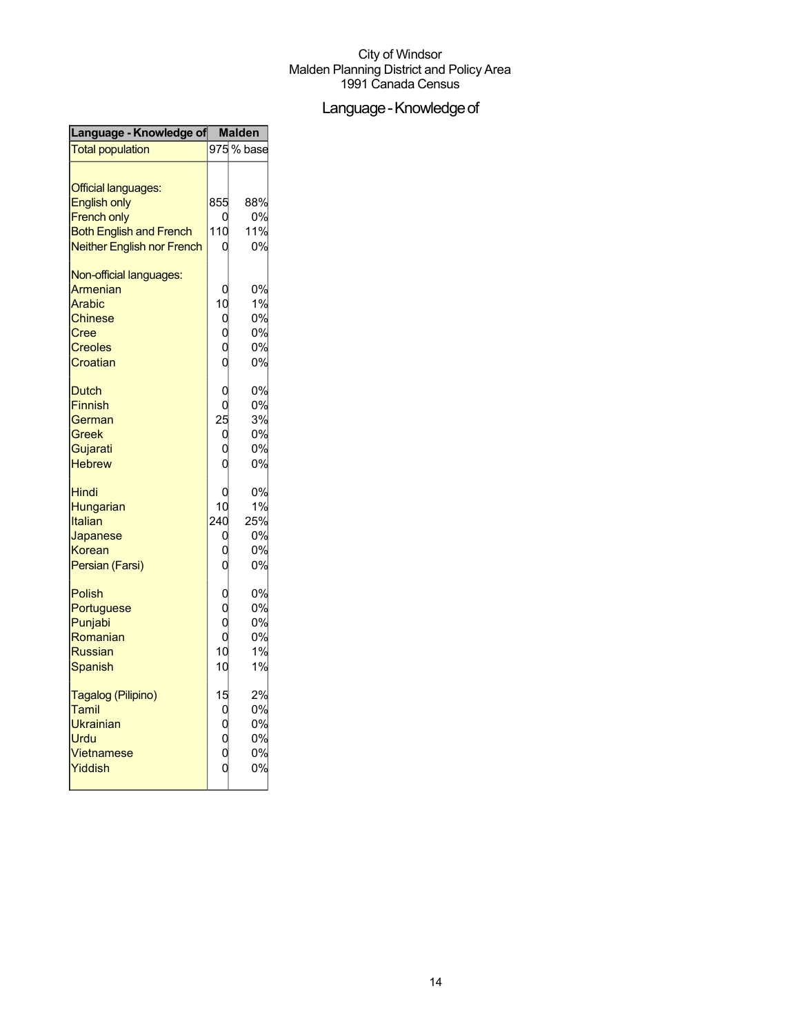City of Windsor
Malden Planning District and Policy Area
1991 Canada Census

# Language - Knowledge of

| Language - Knowledge of | Malden | |
|---|---|---|
| Total population | 975 | % base |
| | | |
| Official languages: | | |
| English only | 855 | 88% |
| French only | 0 | 0% |
| Both English and French | 110 | 11% |
| Neither English nor French | 0 | 0% |
| | | |
| Non-official languages: | | |
| Armenian | 0 | 0% |
| Arabic | 10 | 1% |
| Chinese | 0 | 0% |
| Cree | 0 | 0% |
| Creoles | 0 | 0% |
| Croatian | 0 | 0% |
| | | |
| Dutch | 0 | 0% |
| Finnish | 0 | 0% |
| German | 25 | 3% |
| Greek | 0 | 0% |
| Gujarati | 0 | 0% |
| Hebrew | 0 | 0% |
| | | |
| Hindi | 0 | 0% |
| Hungarian | 10 | 1% |
| Italian | 240 | 25% |
| Japanese | 0 | 0% |
| Korean | 0 | 0% |
| Persian (Farsi) | 0 | 0% |
| | | |
| Polish | 0 | 0% |
| Portuguese | 0 | 0% |
| Punjabi | 0 | 0% |
| Romanian | 0 | 0% |
| Russian | 10 | 1% |
| Spanish | 10 | 1% |
| | | |
| Tagalog (Pilipino) | 15 | 2% |
| Tamil | 0 | 0% |
| Ukrainian | 0 | 0% |
| Urdu | 0 | 0% |
| Vietnamese | 0 | 0% |
| Yiddish | 0 | 0% |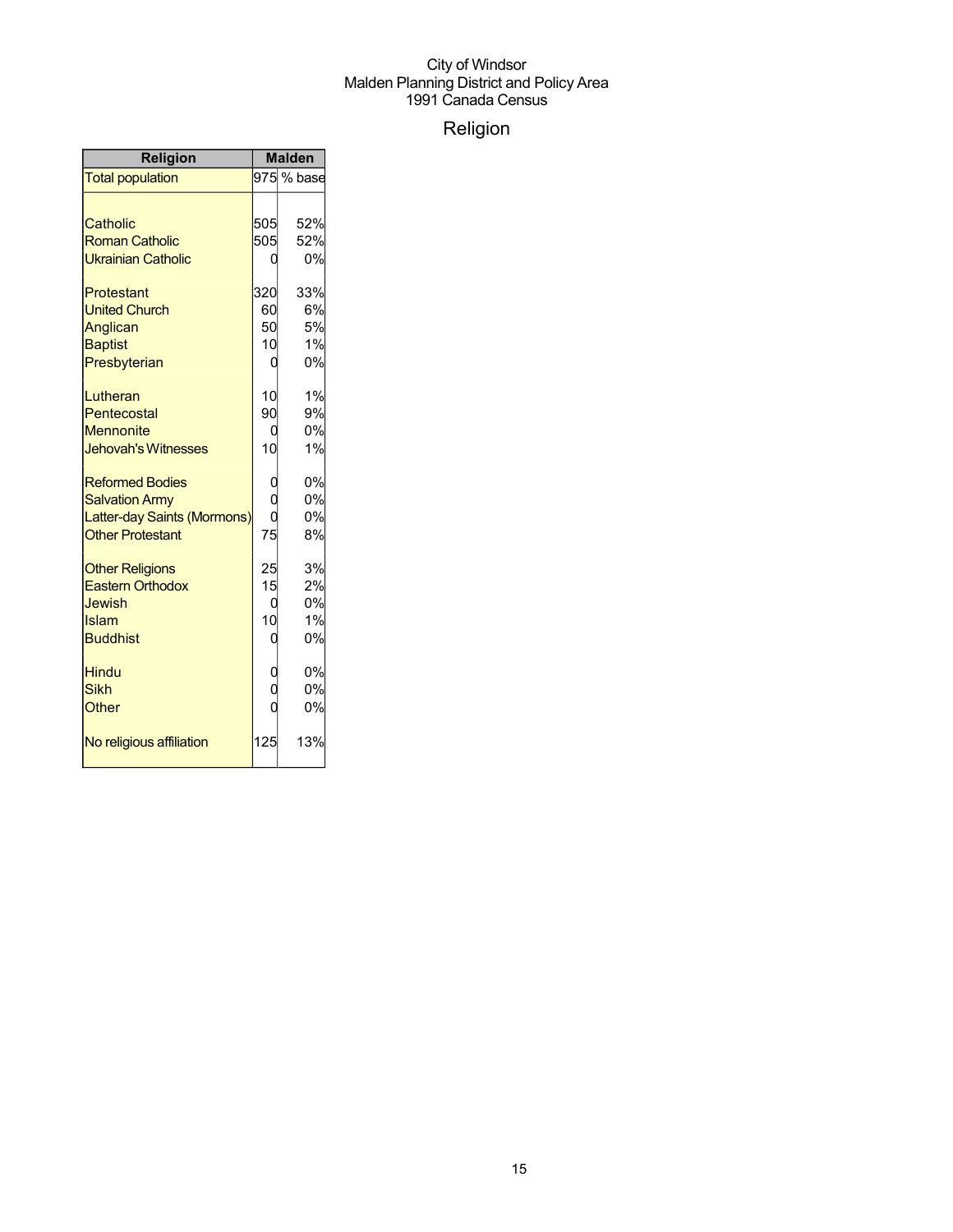City of Windsor
Malden Planning District and Policy Area
1991 Canada Census

# Religion

| Religion | Malden | |
|---|---|---|
| Total population | 975 | % base |
| | | |
| Catholic | 505 | 52% |
| Roman Catholic | 505 | 52% |
| Ukrainian Catholic | 0 | 0% |
| | | |
| Protestant | 320 | 33% |
| United Church | 60 | 6% |
| Anglican | 50 | 5% |
| Baptist | 10 | 1% |
| Presbyterian | 0 | 0% |
| | | |
| Lutheran | 10 | 1% |
| Pentecostal | 90 | 9% |
| Mennonite | 0 | 0% |
| Jehovah's Witnesses | 10 | 1% |
| | | |
| Reformed Bodies | 0 | 0% |
| Salvation Army | 0 | 0% |
| Latter-day Saints (Mormons) | 0 | 0% |
| Other Protestant | 75 | 8% |
| | | |
| Other Religions | 25 | 3% |
| Eastern Orthodox | 15 | 2% |
| Jewish | 0 | 0% |
| Islam | 10 | 1% |
| Buddhist | 0 | 0% |
| | | |
| Hindu | 0 | 0% |
| Sikh | 0 | 0% |
| Other | 0 | 0% |
| | | |
| No religious affiliation | 125 | 13% |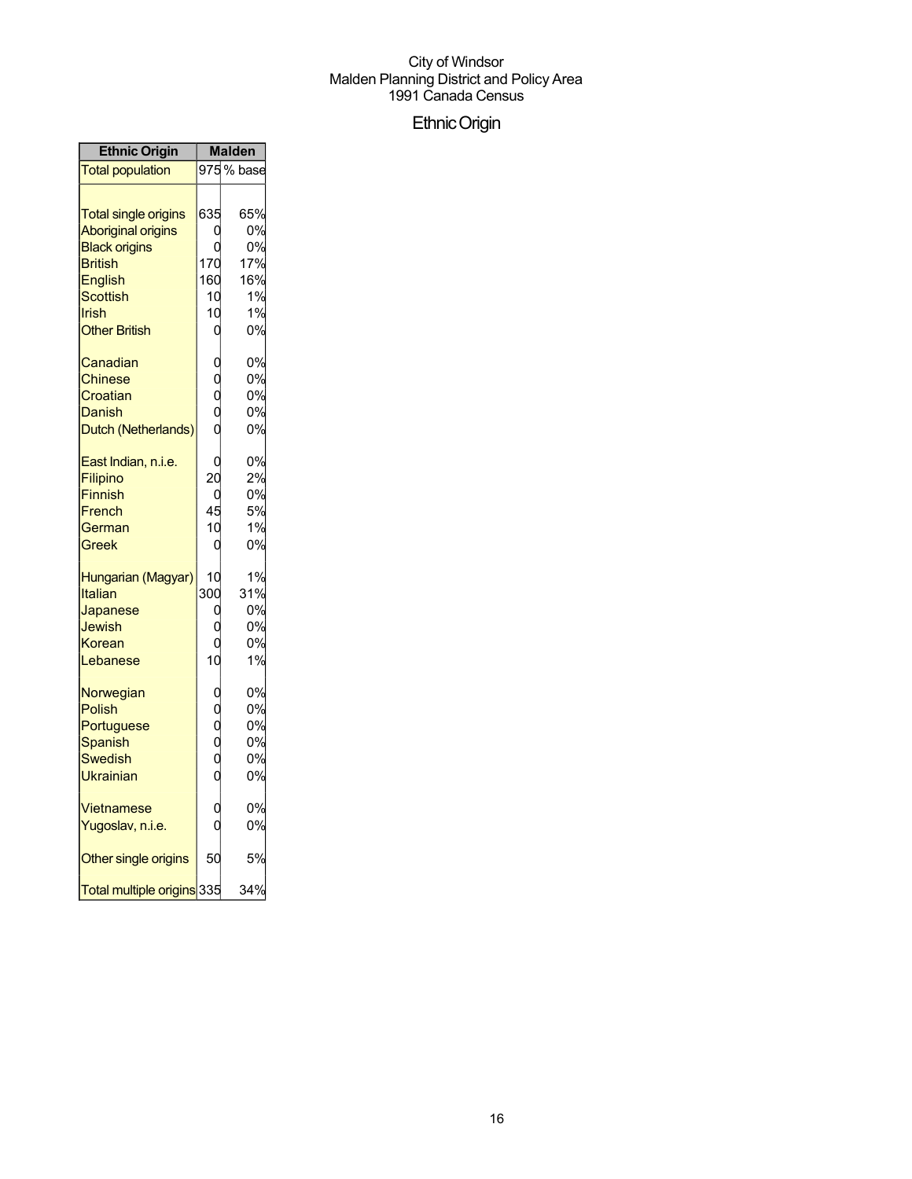City of Windsor
Malden Planning District and Policy Area
1991 Canada Census

# Ethnic Origin

| Ethnic Origin | Malden | |
|---|---|---|
| Total population | 975 | % base |
| | | |
| Total single origins | 635 | 65% |
| Aboriginal origins | 0 | 0% |
| Black origins | 0 | 0% |
| British | 170 | 17% |
| English | 160 | 16% |
| Scottish | 10 | 1% |
| Irish | 10 | 1% |
| Other British | 0 | 0% |
| | | |
| Canadian | 0 | 0% |
| Chinese | 0 | 0% |
| Croatian | 0 | 0% |
| Danish | 0 | 0% |
| Dutch (Netherlands) | 0 | 0% |
| | | |
| East Indian, n.i.e. | 0 | 0% |
| Filipino | 20 | 2% |
| Finnish | 0 | 0% |
| French | 45 | 5% |
| German | 10 | 1% |
| Greek | 0 | 0% |
| | | |
| Hungarian (Magyar) | 10 | 1% |
| Italian | 300 | 31% |
| Japanese | 0 | 0% |
| Jewish | 0 | 0% |
| Korean | 0 | 0% |
| Lebanese | 10 | 1% |
| | | |
| Norwegian | 0 | 0% |
| Polish | 0 | 0% |
| Portuguese | 0 | 0% |
| Spanish | 0 | 0% |
| Swedish | 0 | 0% |
| Ukrainian | 0 | 0% |
| | | |
| Vietnamese | 0 | 0% |
| Yugoslav, n.i.e. | 0 | 0% |
| | | |
| Other single origins | 50 | 5% |
| | | |
| Total multiple origins | 335 | 34% |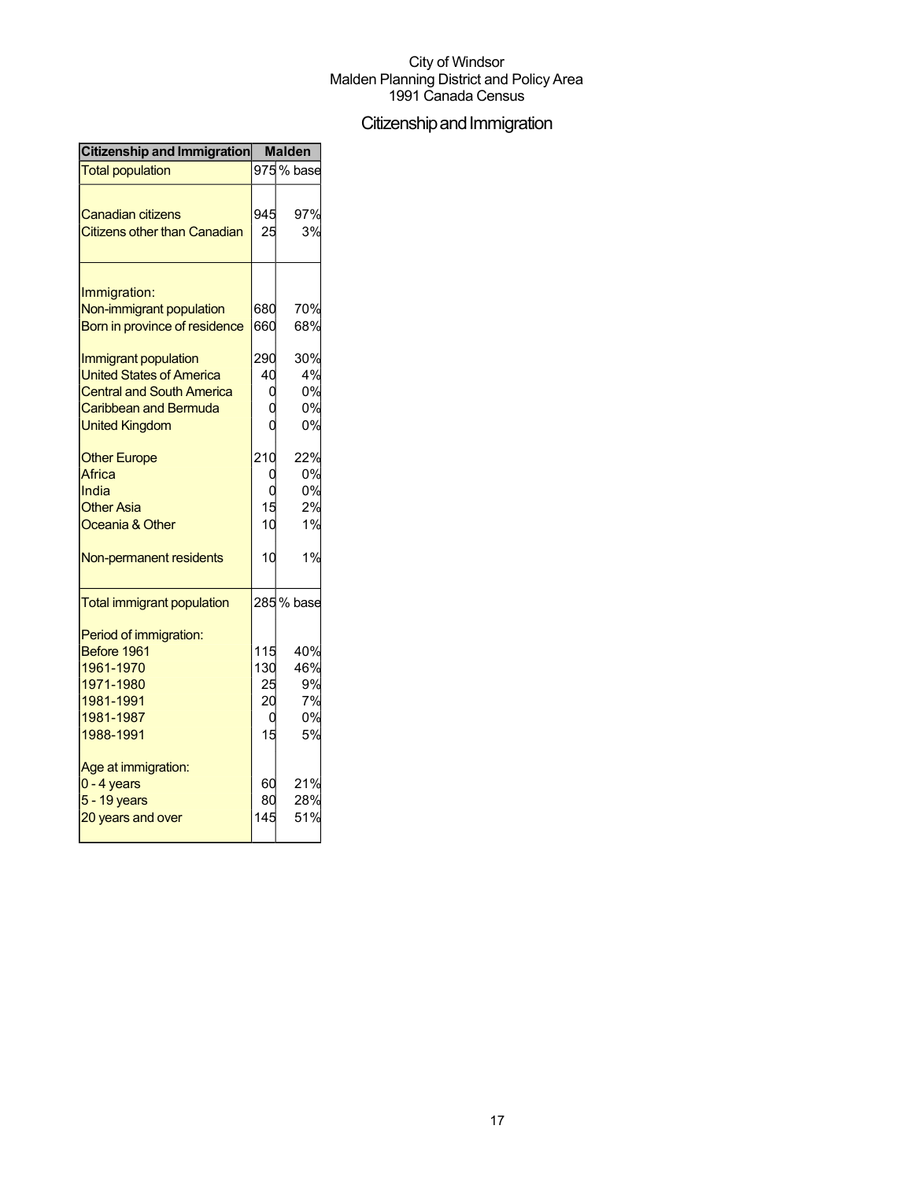City of Windsor
Malden Planning District and Policy Area
1991 Canada Census

# Citizenship and Immigration

| Citizenship and Immigration | Malden | |
|---|---|---|
| Total population | 975 | % base |
| | | |
| Canadian citizens | 945 | 97% |
| Citizens other than Canadian | 25 | 3% |
| | | |
| Immigration: | | |
| Non-immigrant population | 680 | 70% |
| Born in province of residence | 660 | 68% |
| | | |
| Immigrant population | 290 | 30% |
| United States of America | 40 | 4% |
| Central and South America | 0 | 0% |
| Caribbean and Bermuda | 0 | 0% |
| United Kingdom | 0 | 0% |
| | | |
| Other Europe | 210 | 22% |
| Africa | 0 | 0% |
| India | 0 | 0% |
| Other Asia | 15 | 2% |
| Oceania & Other | 10 | 1% |
| | | |
| Non-permanent residents | 10 | 1% |
| | | |
| Total immigrant population | 285 | % base |
| | | |
| Period of immigration: | | |
| Before 1961 | 115 | 40% |
| 1961-1970 | 130 | 46% |
| 1971-1980 | 25 | 9% |
| 1981-1991 | 20 | 7% |
| 1981-1987 | 0 | 0% |
| 1988-1991 | 15 | 5% |
| | | |
| Age at immigration: | | |
| 0 - 4 years | 60 | 21% |
| 5 - 19 years | 80 | 28% |
| 20 years and over | 145 | 51% |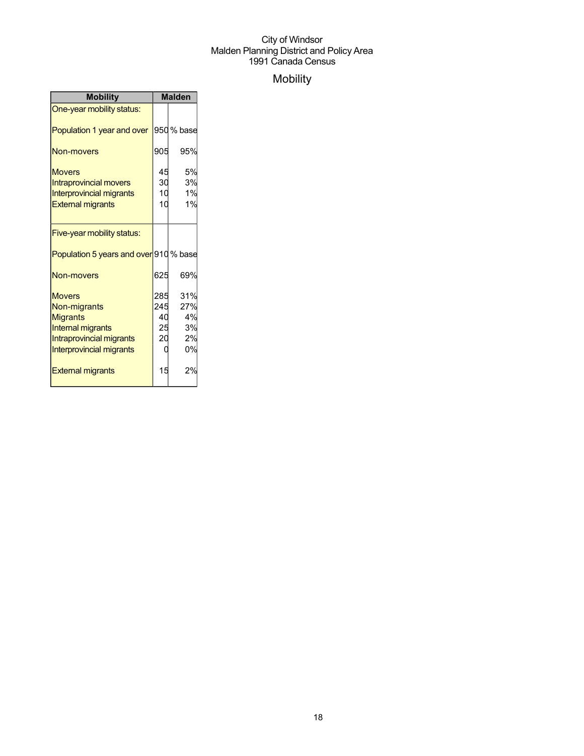City of Windsor
Malden Planning District and Policy Area
1991 Canada Census

# Mobility

| Mobility | Malden | |
|---|---|---|
| One-year mobility status: | | |
| Population 1 year and over | 950 | % base |
| Non-movers | 905 | 95% |
| Movers | 45 | 5% |
| Intraprovincial movers | 30 | 3% |
| Interprovincial migrants | 10 | 1% |
| External migrants | 10 | 1% |
| Five-year mobility status: | | |
| Population 5 years and over | 910 | % base |
| Non-movers | 625 | 69% |
| Movers | 285 | 31% |
| Non-migrants | 245 | 27% |
| Migrants | 40 | 4% |
| Internal migrants | 25 | 3% |
| Intraprovincial migrants | 20 | 2% |
| Interprovincial migrants | 0 | 0% |
| External migrants | 15 | 2% |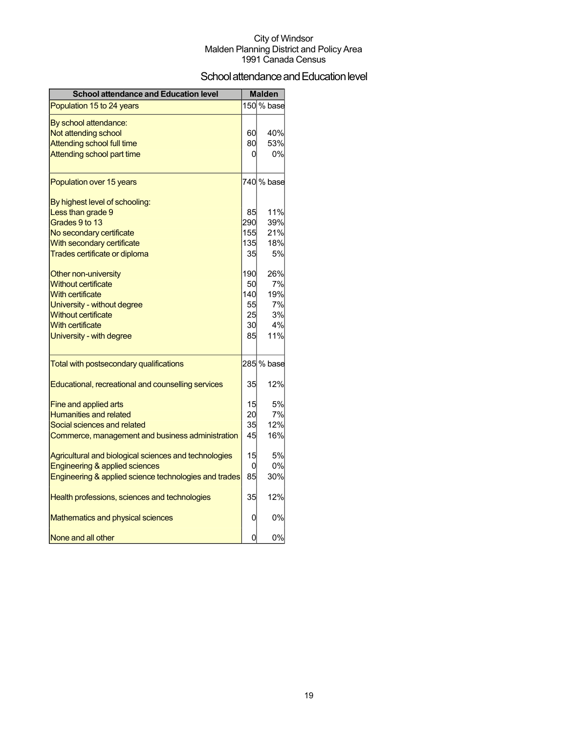City of Windsor
Malden Planning District and Policy Area
1991 Canada Census

# School attendance and Education level

| School attendance and Education level | Malden | |
|---|---|---|
| Population 15 to 24 years | 150 | % base |
| By school attendance: | | |
| Not attending school | 60 | 40% |
| Attending school full time | 80 | 53% |
| Attending school part time | 0 | 0% |
| Population over 15 years | 740 | % base |
| By highest level of schooling: | | |
| Less than grade 9 | 85 | 11% |
| Grades 9 to 13 | 290 | 39% |
| No secondary certificate | 155 | 21% |
| With secondary certificate | 135 | 18% |
| Trades certificate or diploma | 35 | 5% |
| Other non-university | 190 | 26% |
| Without certificate | 50 | 7% |
| With certificate | 140 | 19% |
| University - without degree | 55 | 7% |
| Without certificate | 25 | 3% |
| With certificate | 30 | 4% |
| University - with degree | 85 | 11% |
| Total with postsecondary qualifications | 285 | % base |
| Educational, recreational and counselling services | 35 | 12% |
| Fine and applied arts | 15 | 5% |
| Humanities and related | 20 | 7% |
| Social sciences and related | 35 | 12% |
| Commerce, management and business administration | 45 | 16% |
| Agricultural and biological sciences and technologies | 15 | 5% |
| Engineering & applied sciences | 0 | 0% |
| Engineering & applied science technologies and trades | 85 | 30% |
| Health professions, sciences and technologies | 35 | 12% |
| Mathematics and physical sciences | 0 | 0% |
| None and all other | 0 | 0% |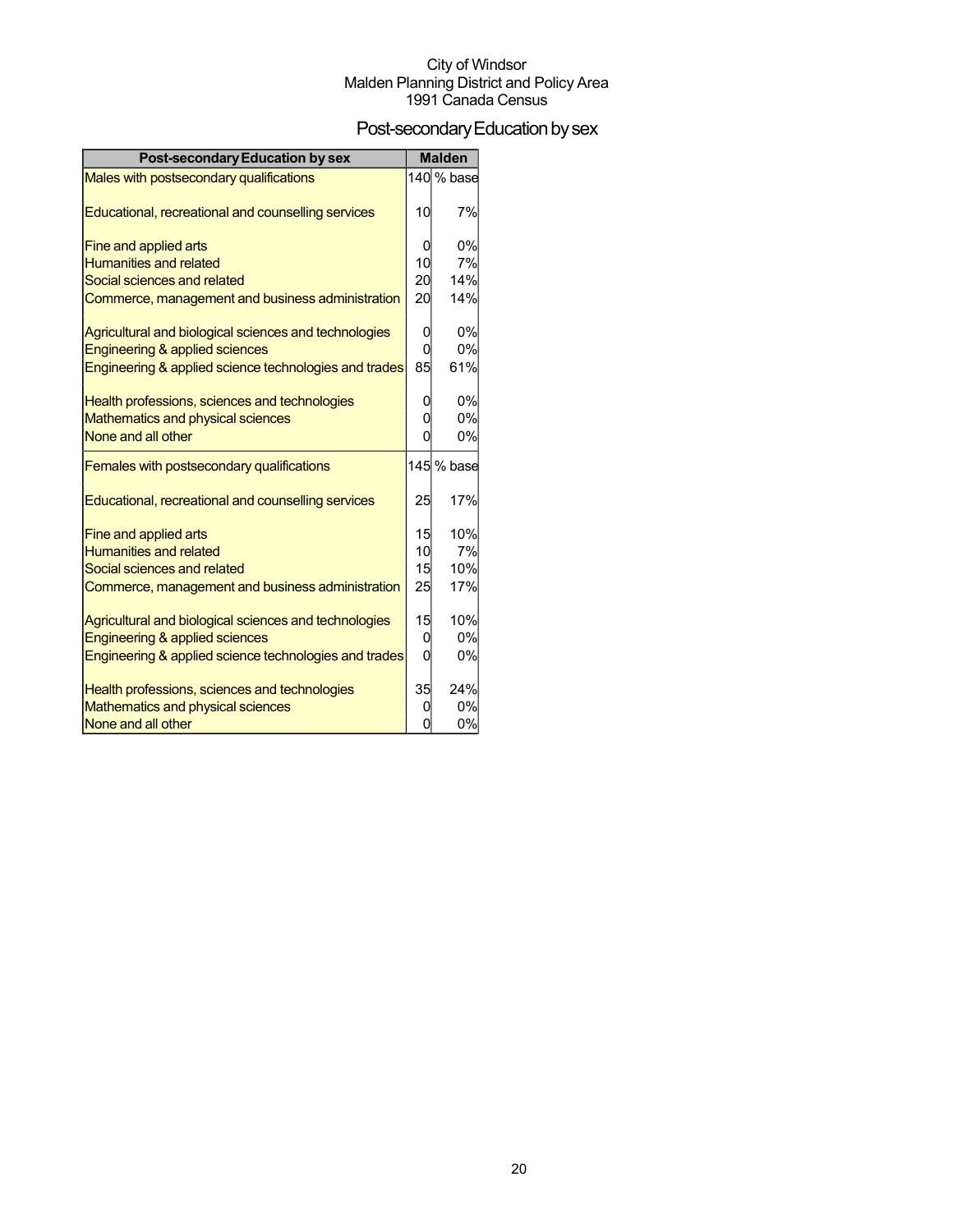City of Windsor
Malden Planning District and Policy Area
1991 Canada Census

# Post-secondary Education by sex

| Post-secondary Education by sex | Malden | |
|---|---|---|
| Males with postsecondary qualifications | 140 | % base |
| Educational, recreational and counselling services | 10 | 7% |
| Fine and applied arts | 0 | 0% |
| Humanities and related | 10 | 7% |
| Social sciences and related | 20 | 14% |
| Commerce, management and business administration | 20 | 14% |
| Agricultural and biological sciences and technologies | 0 | 0% |
| Engineering & applied sciences | 0 | 0% |
| Engineering & applied science technologies and trades | 85 | 61% |
| Health professions, sciences and technologies | 0 | 0% |
| Mathematics and physical sciences | 0 | 0% |
| None and all other | 0 | 0% |
| Females with postsecondary qualifications | 145 | % base |
| Educational, recreational and counselling services | 25 | 17% |
| Fine and applied arts | 15 | 10% |
| Humanities and related | 10 | 7% |
| Social sciences and related | 15 | 10% |
| Commerce, management and business administration | 25 | 17% |
| Agricultural and biological sciences and technologies | 15 | 10% |
| Engineering & applied sciences | 0 | 0% |
| Engineering & applied science technologies and trades | 0 | 0% |
| Health professions, sciences and technologies | 35 | 24% |
| Mathematics and physical sciences | 0 | 0% |
| None and all other | 0 | 0% |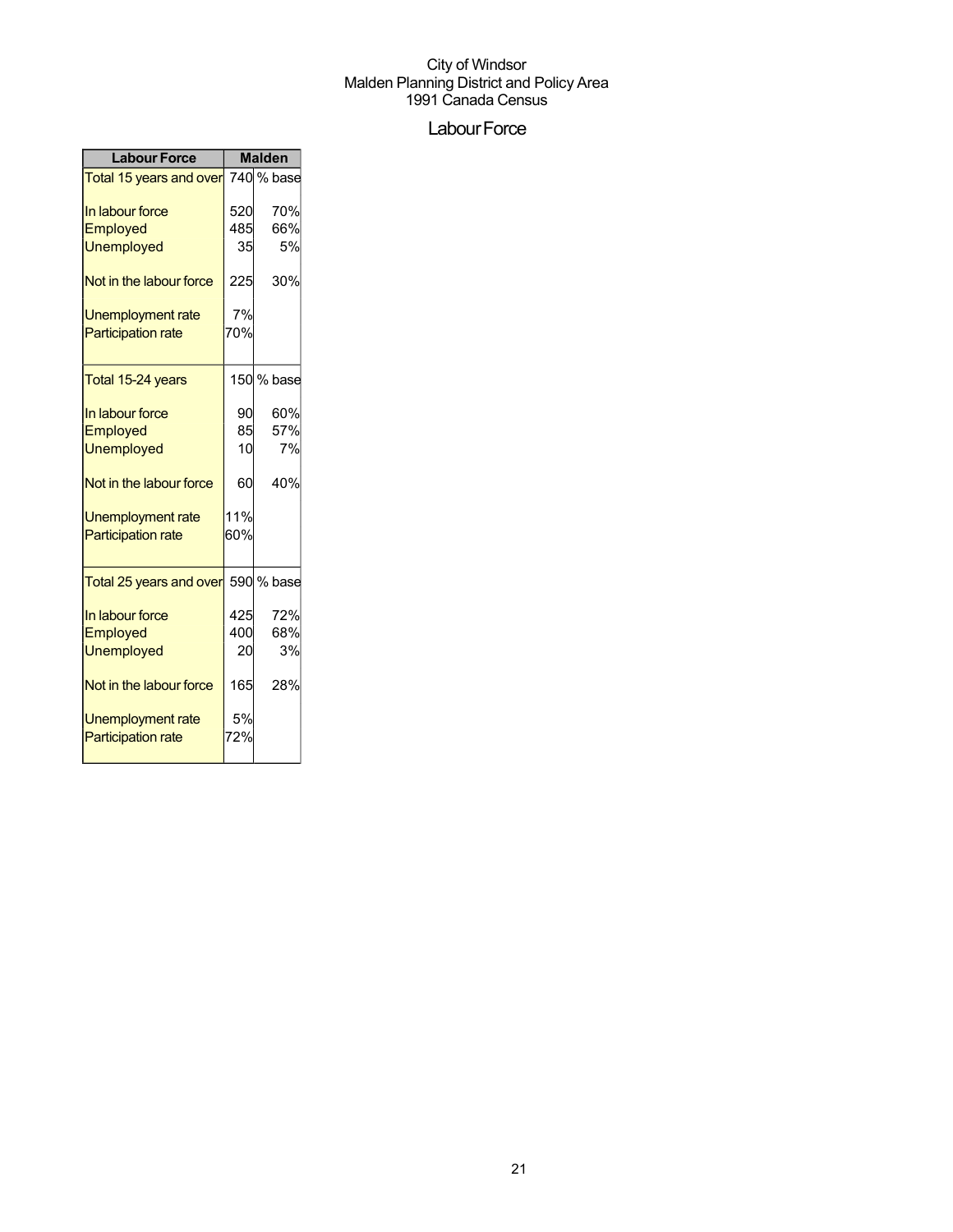City of Windsor
Malden Planning District and Policy Area
1991 Canada Census

# Labour Force

| Labour Force | Malden | |
|---|---|---|
| Total 15 years and over | 740 | % base |
| In labour force | 520 | 70% |
| Employed | 485 | 66% |
| Unemployed | 35 | 5% |
| Not in the labour force | 225 | 30% |
| Unemployment rate | 7% | |
| Participation rate | 70% | |
| Total 15-24 years | 150 | % base |
| In labour force | 90 | 60% |
| Employed | 85 | 57% |
| Unemployed | 10 | 7% |
| Not in the labour force | 60 | 40% |
| Unemployment rate | 11% | |
| Participation rate | 60% | |
| Total 25 years and over | 590 | % base |
| In labour force | 425 | 72% |
| Employed | 400 | 68% |
| Unemployed | 20 | 3% |
| Not in the labour force | 165 | 28% |
| Unemployment rate | 5% | |
| Participation rate | 72% | |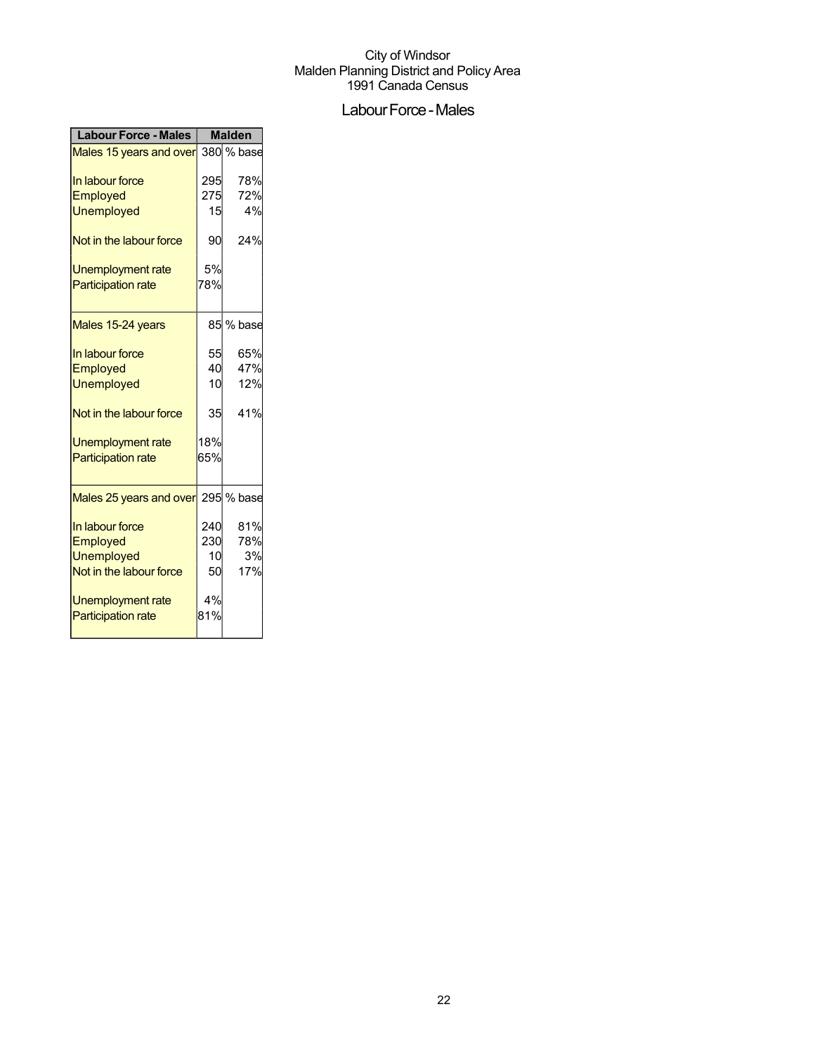City of Windsor
Malden Planning District and Policy Area
1991 Canada Census

## Labour Force - Males

| Labour Force - Males | Malden | |
|---|---|---|
| Males 15 years and over | 380 | % base |
| In labour force | 295 | 78% |
| Employed | 275 | 72% |
| Unemployed | 15 | 4% |
| Not in the labour force | 90 | 24% |
| Unemployment rate | 5% | |
| Participation rate | 78% | |
| Males 15-24 years | 85 | % base |
| In labour force | 55 | 65% |
| Employed | 40 | 47% |
| Unemployed | 10 | 12% |
| Not in the labour force | 35 | 41% |
| Unemployment rate | 18% | |
| Participation rate | 65% | |
| Males 25 years and over | 295 | % base |
| In labour force | 240 | 81% |
| Employed | 230 | 78% |
| Unemployed | 10 | 3% |
| Not in the labour force | 50 | 17% |
| Unemployment rate | 4% | |
| Participation rate | 81% | |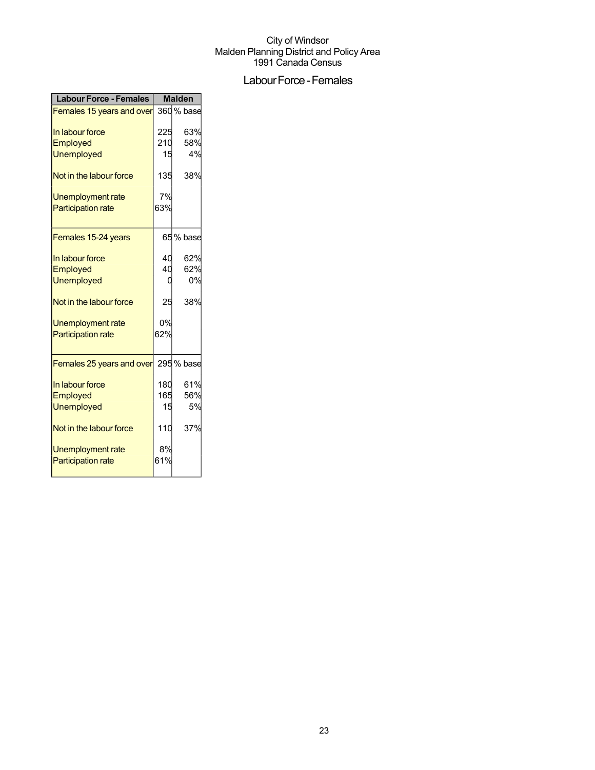City of Windsor
Malden Planning District and Policy Area
1991 Canada Census

# Labour Force - Females

| Labour Force - Females | Malden | |
|---|---|---|
| Females 15 years and over | 360 | % base |
| In labour force | 225 | 63% |
| Employed | 210 | 58% |
| Unemployed | 15 | 4% |
| Not in the labour force | 135 | 38% |
| Unemployment rate | 7% | |
| Participation rate | 63% | |
| Females 15-24 years | 65 | % base |
| In labour force | 40 | 62% |
| Employed | 40 | 62% |
| Unemployed | 0 | 0% |
| Not in the labour force | 25 | 38% |
| Unemployment rate | 0% | |
| Participation rate | 62% | |
| Females 25 years and over | 295 | % base |
| In labour force | 180 | 61% |
| Employed | 165 | 56% |
| Unemployed | 15 | 5% |
| Not in the labour force | 110 | 37% |
| Unemployment rate | 8% | |
| Participation rate | 61% | |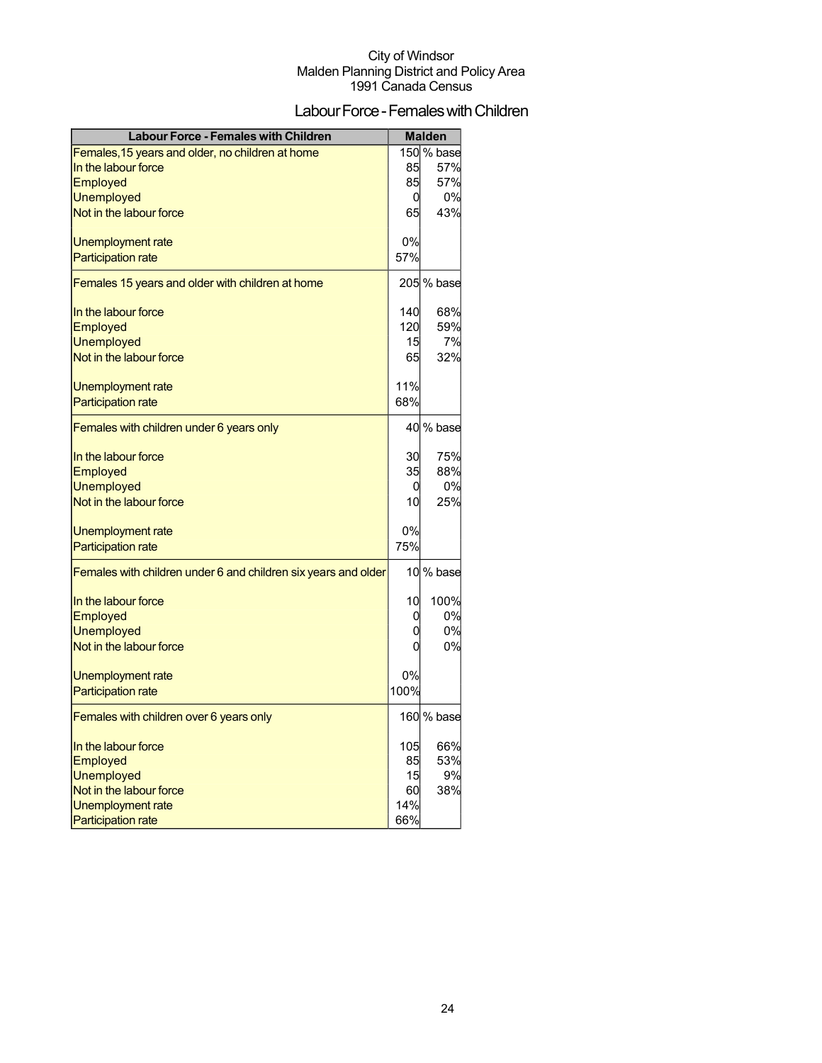City of Windsor
Malden Planning District and Policy Area
1991 Canada Census

# Labour Force - Females with Children

| Labour Force - Females with Children | Malden | |
|---|---|---|
| Females,15 years and older, no children at home | 150 | % base |
| In the labour force | 85 | 57% |
| Employed | 85 | 57% |
| Unemployed | 0 | 0% |
| Not in the labour force | 65 | 43% |
| | | |
| Unemployment rate | 0% | |
| Participation rate | 57% | |
| Females 15 years and older with children at home | 205 | % base |
| | | |
| In the labour force | 140 | 68% |
| Employed | 120 | 59% |
| Unemployed | 15 | 7% |
| Not in the labour force | 65 | 32% |
| | | |
| Unemployment rate | 11% | |
| Participation rate | 68% | |
| Females with children under 6 years only | 40 | % base |
| | | |
| In the labour force | 30 | 75% |
| Employed | 35 | 88% |
| Unemployed | 0 | 0% |
| Not in the labour force | 10 | 25% |
| | | |
| Unemployment rate | 0% | |
| Participation rate | 75% | |
| Females with children under 6 and children six years and older | 10 | % base |
| | | |
| In the labour force | 10 | 100% |
| Employed | 0 | 0% |
| Unemployed | 0 | 0% |
| Not in the labour force | 0 | 0% |
| | | |
| Unemployment rate | 0% | |
| Participation rate | 100% | |
| Females with children over 6 years only | 160 | % base |
| | | |
| In the labour force | 105 | 66% |
| Employed | 85 | 53% |
| Unemployed | 15 | 9% |
| Not in the labour force | 60 | 38% |
| Unemployment rate | 14% | |
| Participation rate | 66% | |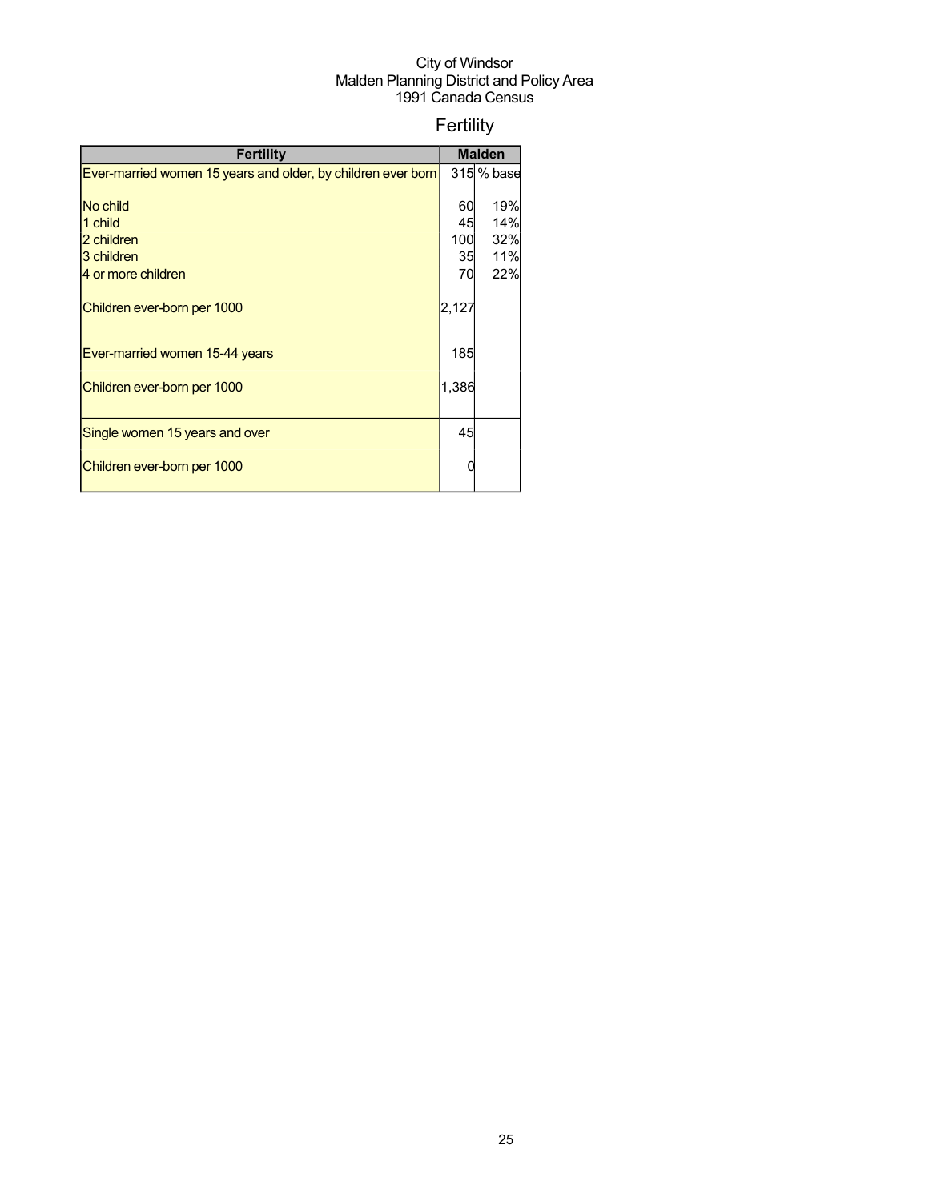City of Windsor
Malden Planning District and Policy Area
1991 Canada Census

# Fertility

| Fertility | Malden | |
|---|---|---|
| Ever-married women 15 years and older, by children ever born | 315 | % base |
| No child | 60 | 19% |
| 1 child | 45 | 14% |
| 2 children | 100 | 32% |
| 3 children | 35 | 11% |
| 4 or more children | 70 | 22% |
| Children ever-born per 1000 | 2,127 | |
| Ever-married women 15-44 years | 185 | |
| Children ever-born per 1000 | 1,386 | |
| Single women 15 years and over | 45 | |
| Children ever-born per 1000 | 0 | |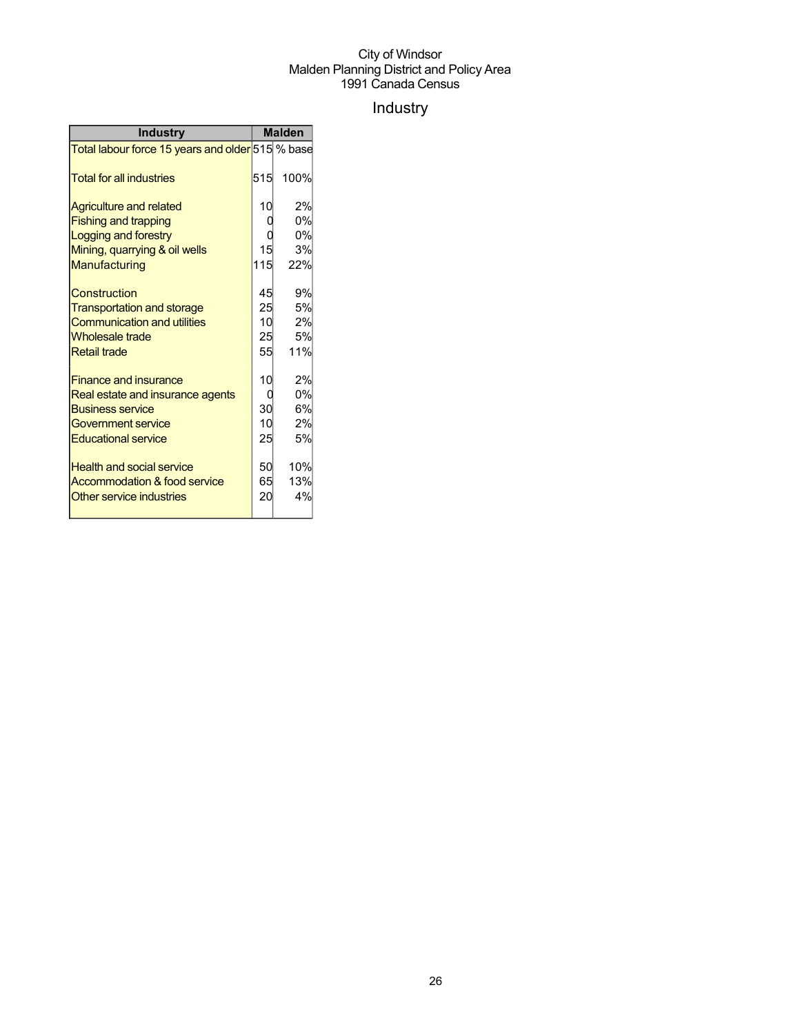City of Windsor
Malden Planning District and Policy Area
1991 Canada Census

# Industry

| Industry | Malden | |
|---|---|---|
| Total labour force 15 years and older | 515 | % base |
| Total for all industries | 515 | 100% |
| Agriculture and related | 10 | 2% |
| Fishing and trapping | 0 | 0% |
| Logging and forestry | 0 | 0% |
| Mining, quarrying & oil wells | 15 | 3% |
| Manufacturing | 115 | 22% |
| Construction | 45 | 9% |
| Transportation and storage | 25 | 5% |
| Communication and utilities | 10 | 2% |
| Wholesale trade | 25 | 5% |
| Retail trade | 55 | 11% |
| Finance and insurance | 10 | 2% |
| Real estate and insurance agents | 0 | 0% |
| Business service | 30 | 6% |
| Government service | 10 | 2% |
| Educational service | 25 | 5% |
| Health and social service | 50 | 10% |
| Accommodation & food service | 65 | 13% |
| Other service industries | 20 | 4% |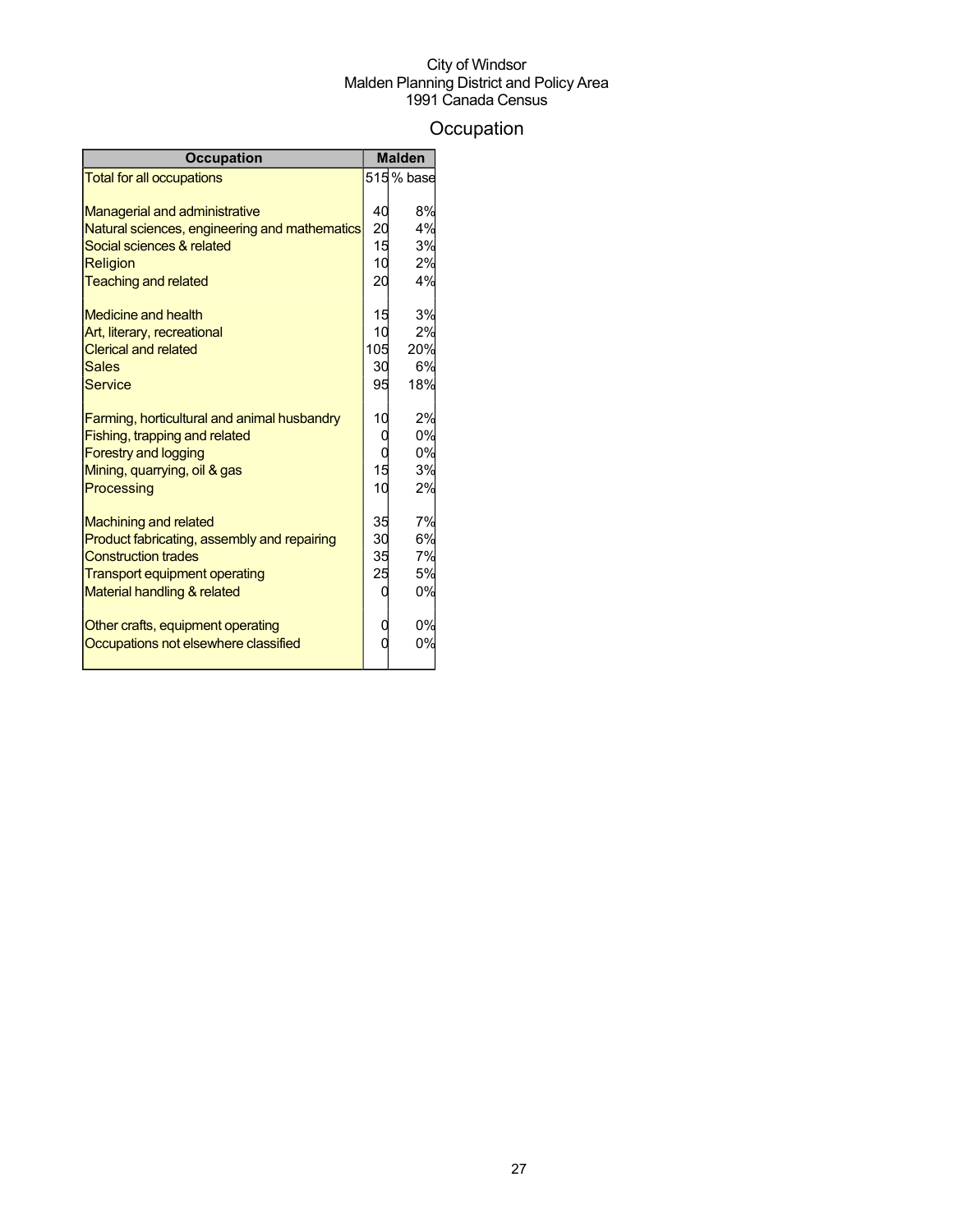City of Windsor
Malden Planning District and Policy Area
1991 Canada Census

## Occupation

| Occupation | Malden | |
|---|---|---|
| Total for all occupations | 515 | % base |
| | | |
| Managerial and administrative | 40 | 8% |
| Natural sciences, engineering and mathematics | 20 | 4% |
| Social sciences & related | 15 | 3% |
| Religion | 10 | 2% |
| Teaching and related | 20 | 4% |
| | | |
| Medicine and health | 15 | 3% |
| Art, literary, recreational | 10 | 2% |
| Clerical and related | 105 | 20% |
| Sales | 30 | 6% |
| Service | 95 | 18% |
| | | |
| Farming, horticultural and animal husbandry | 10 | 2% |
| Fishing, trapping and related | 0 | 0% |
| Forestry and logging | 0 | 0% |
| Mining, quarrying, oil & gas | 15 | 3% |
| Processing | 10 | 2% |
| | | |
| Machining and related | 35 | 7% |
| Product fabricating, assembly and repairing | 30 | 6% |
| Construction trades | 35 | 7% |
| Transport equipment operating | 25 | 5% |
| Material handling & related | 0 | 0% |
| | | |
| Other crafts, equipment operating | 0 | 0% |
| Occupations not elsewhere classified | 0 | 0% |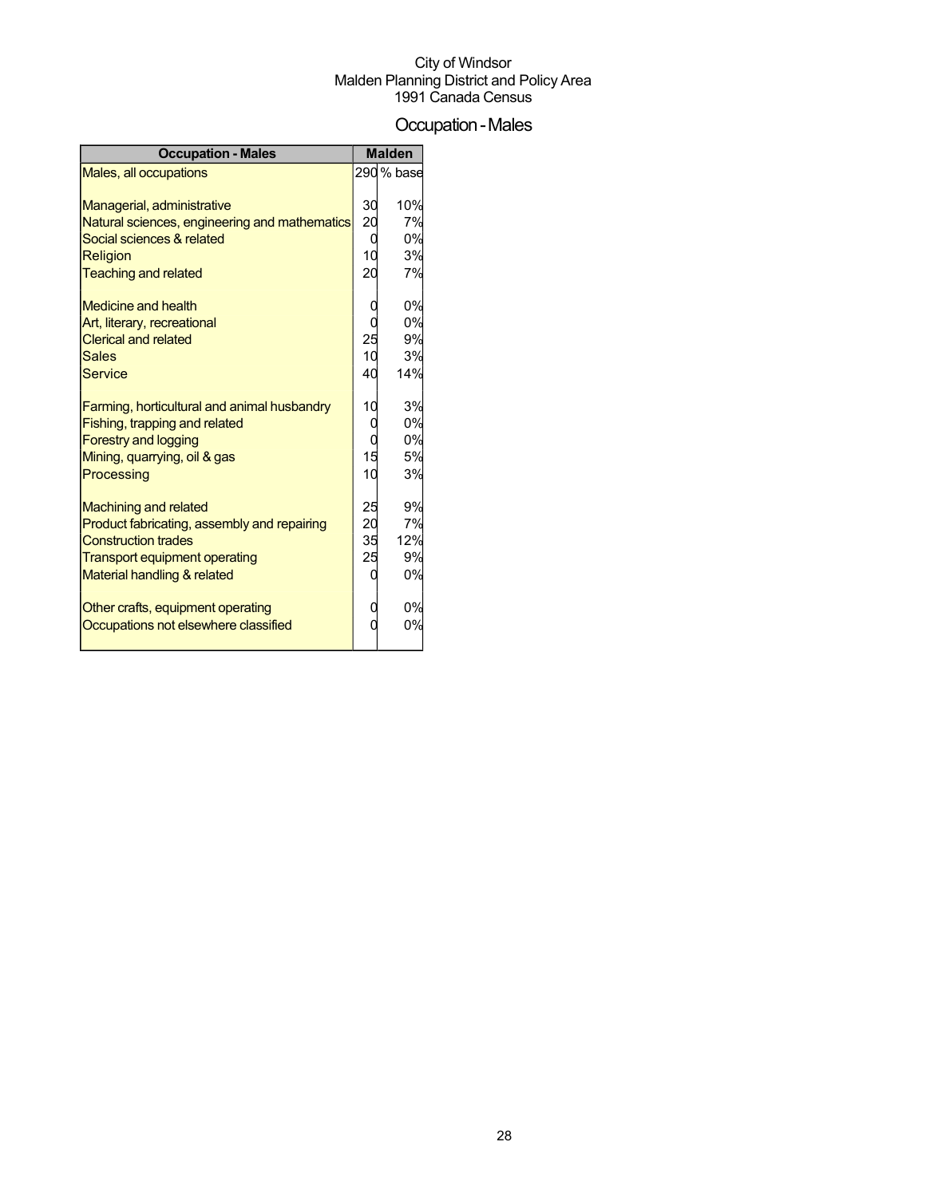City of Windsor
Malden Planning District and Policy Area
1991 Canada Census

# Occupation - Males

| Occupation - Males | Malden | |
|---|---|---|
| Males, all occupations | 290 | % base |
| | | |
| Managerial, administrative | 30 | 10% |
| Natural sciences, engineering and mathematics | 20 | 7% |
| Social sciences & related | 0 | 0% |
| Religion | 10 | 3% |
| Teaching and related | 20 | 7% |
| | | |
| Medicine and health | 0 | 0% |
| Art, literary, recreational | 0 | 0% |
| Clerical and related | 25 | 9% |
| Sales | 10 | 3% |
| Service | 40 | 14% |
| | | |
| Farming, horticultural and animal husbandry | 10 | 3% |
| Fishing, trapping and related | 0 | 0% |
| Forestry and logging | 0 | 0% |
| Mining, quarrying, oil & gas | 15 | 5% |
| Processing | 10 | 3% |
| | | |
| Machining and related | 25 | 9% |
| Product fabricating, assembly and repairing | 20 | 7% |
| Construction trades | 35 | 12% |
| Transport equipment operating | 25 | 9% |
| Material handling & related | 0 | 0% |
| | | |
| Other crafts, equipment operating | 0 | 0% |
| Occupations not elsewhere classified | 0 | 0% |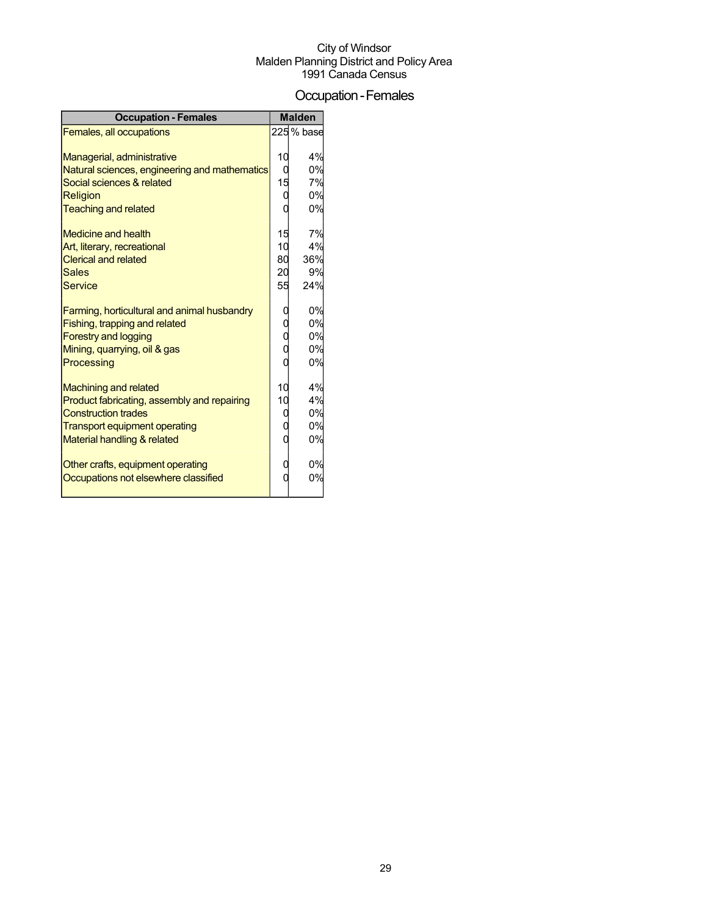City of Windsor
Malden Planning District and Policy Area
1991 Canada Census

# Occupation - Females

| Occupation - Females | Malden | |
|---|---|---|
| Females, all occupations | 225 | % base |
| Managerial, administrative | 10 | 4% |
| Natural sciences, engineering and mathematics | 0 | 0% |
| Social sciences & related | 15 | 7% |
| Religion | 0 | 0% |
| Teaching and related | 0 | 0% |
| Medicine and health | 15 | 7% |
| Art, literary, recreational | 10 | 4% |
| Clerical and related | 80 | 36% |
| Sales | 20 | 9% |
| Service | 55 | 24% |
| Farming, horticultural and animal husbandry | 0 | 0% |
| Fishing, trapping and related | 0 | 0% |
| Forestry and logging | 0 | 0% |
| Mining, quarrying, oil & gas | 0 | 0% |
| Processing | 0 | 0% |
| Machining and related | 10 | 4% |
| Product fabricating, assembly and repairing | 10 | 4% |
| Construction trades | 0 | 0% |
| Transport equipment operating | 0 | 0% |
| Material handling & related | 0 | 0% |
| Other crafts, equipment operating | 0 | 0% |
| Occupations not elsewhere classified | 0 | 0% |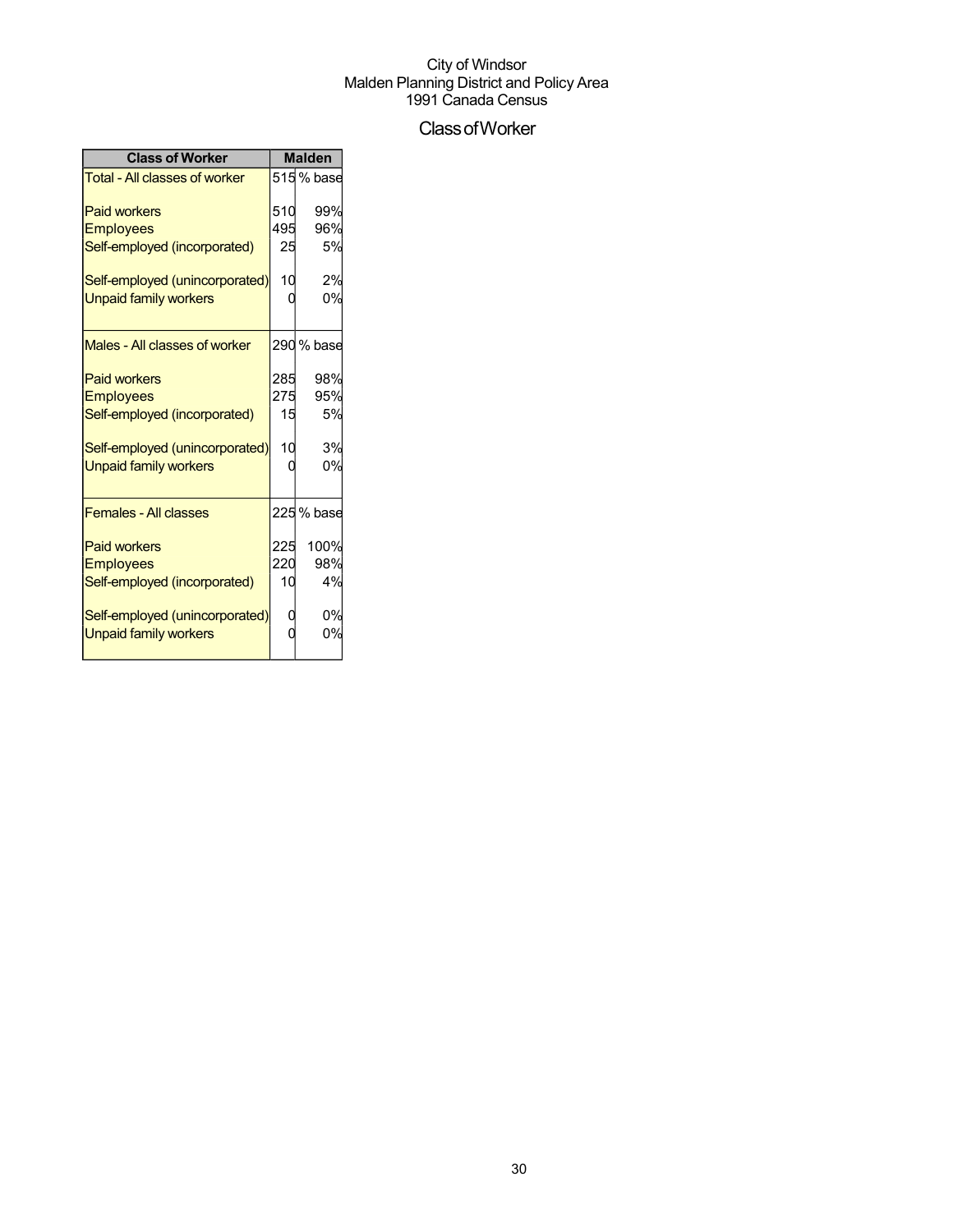City of Windsor
Malden Planning District and Policy Area
1991 Canada Census

# Class of Worker

| Class of Worker | Malden | |
|---|---|---|
| Total - All classes of worker | 515 | % base |
| Paid workers | 510 | 99% |
| Employees | 495 | 96% |
| Self-employed (incorporated) | 25 | 5% |
| Self-employed (unincorporated) | 10 | 2% |
| Unpaid family workers | 0 | 0% |
| Males - All classes of worker | 290 | % base |
| Paid workers | 285 | 98% |
| Employees | 275 | 95% |
| Self-employed (incorporated) | 15 | 5% |
| Self-employed (unincorporated) | 10 | 3% |
| Unpaid family workers | 0 | 0% |
| Females - All classes | 225 | % base |
| Paid workers | 225 | 100% |
| Employees | 220 | 98% |
| Self-employed (incorporated) | 10 | 4% |
| Self-employed (unincorporated) | 0 | 0% |
| Unpaid family workers | 0 | 0% |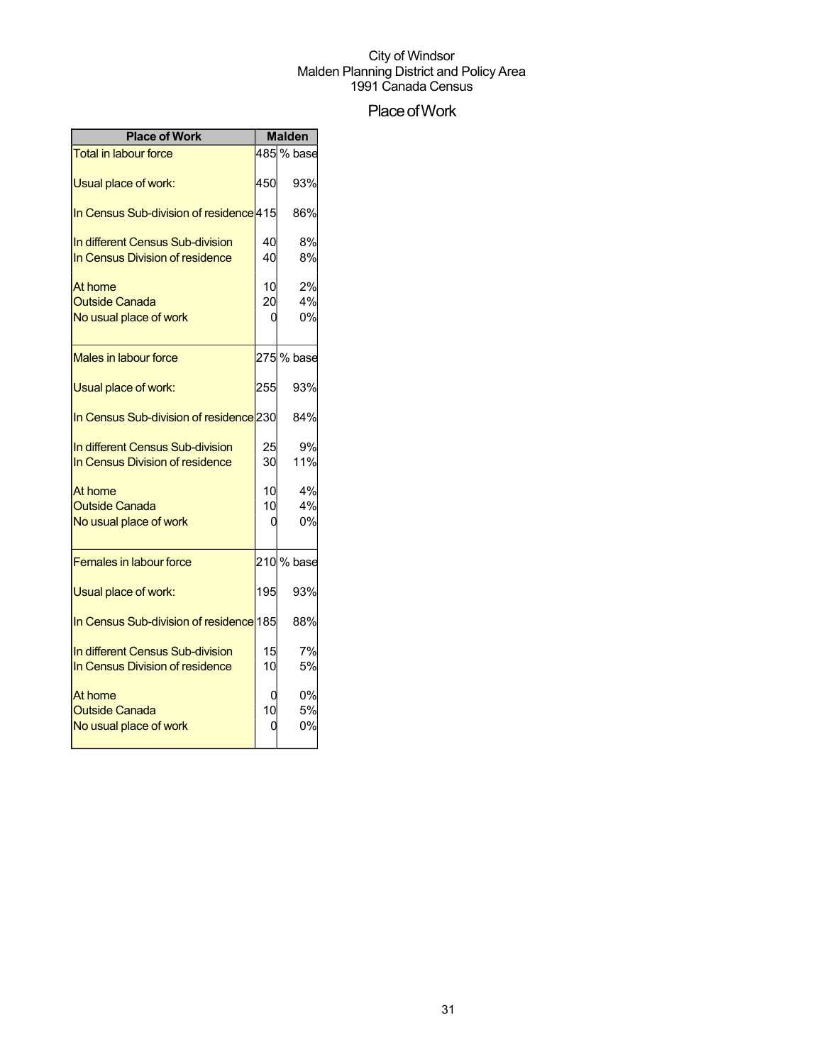City of Windsor
Malden Planning District and Policy Area
1991 Canada Census

# Place of Work

| Place of Work | Malden | |
|---|---|---|
| Total in labour force | 485 | % base |
| Usual place of work: | 450 | 93% |
| In Census Sub-division of residence | 415 | 86% |
| In different Census Sub-division | 40 | 8% |
| In Census Division of residence | 40 | 8% |
| At home | 10 | 2% |
| Outside Canada | 20 | 4% |
| No usual place of work | 0 | 0% |
| Males in labour force | 275 | % base |
| Usual place of work: | 255 | 93% |
| In Census Sub-division of residence | 230 | 84% |
| In different Census Sub-division | 25 | 9% |
| In Census Division of residence | 30 | 11% |
| At home | 10 | 4% |
| Outside Canada | 10 | 4% |
| No usual place of work | 0 | 0% |
| Females in labour force | 210 | % base |
| Usual place of work: | 195 | 93% |
| In Census Sub-division of residence | 185 | 88% |
| In different Census Sub-division | 15 | 7% |
| In Census Division of residence | 10 | 5% |
| At home | 0 | 0% |
| Outside Canada | 10 | 5% |
| No usual place of work | 0 | 0% |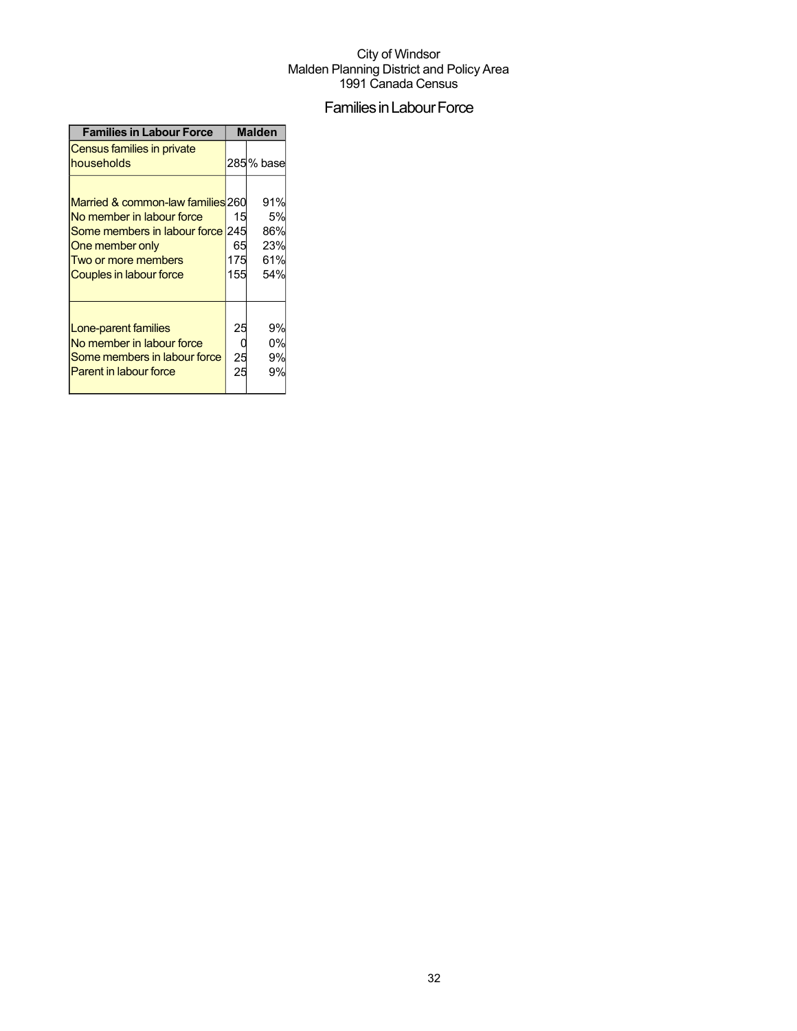City of Windsor
Malden Planning District and Policy Area
1991 Canada Census

# Families in Labour Force

| Families in Labour Force | Malden | |
|---|---|---|
| Census families in private households | 285 | % base |
| Married & common-law families | 260 | 91% |
| No member in labour force | 15 | 5% |
| Some members in labour force | 245 | 86% |
| One member only | 65 | 23% |
| Two or more members | 175 | 61% |
| Couples in labour force | 155 | 54% |
| Lone-parent families | 25 | 9% |
| No member in labour force | 0 | 0% |
| Some members in labour force | 25 | 9% |
| Parent in labour force | 25 | 9% |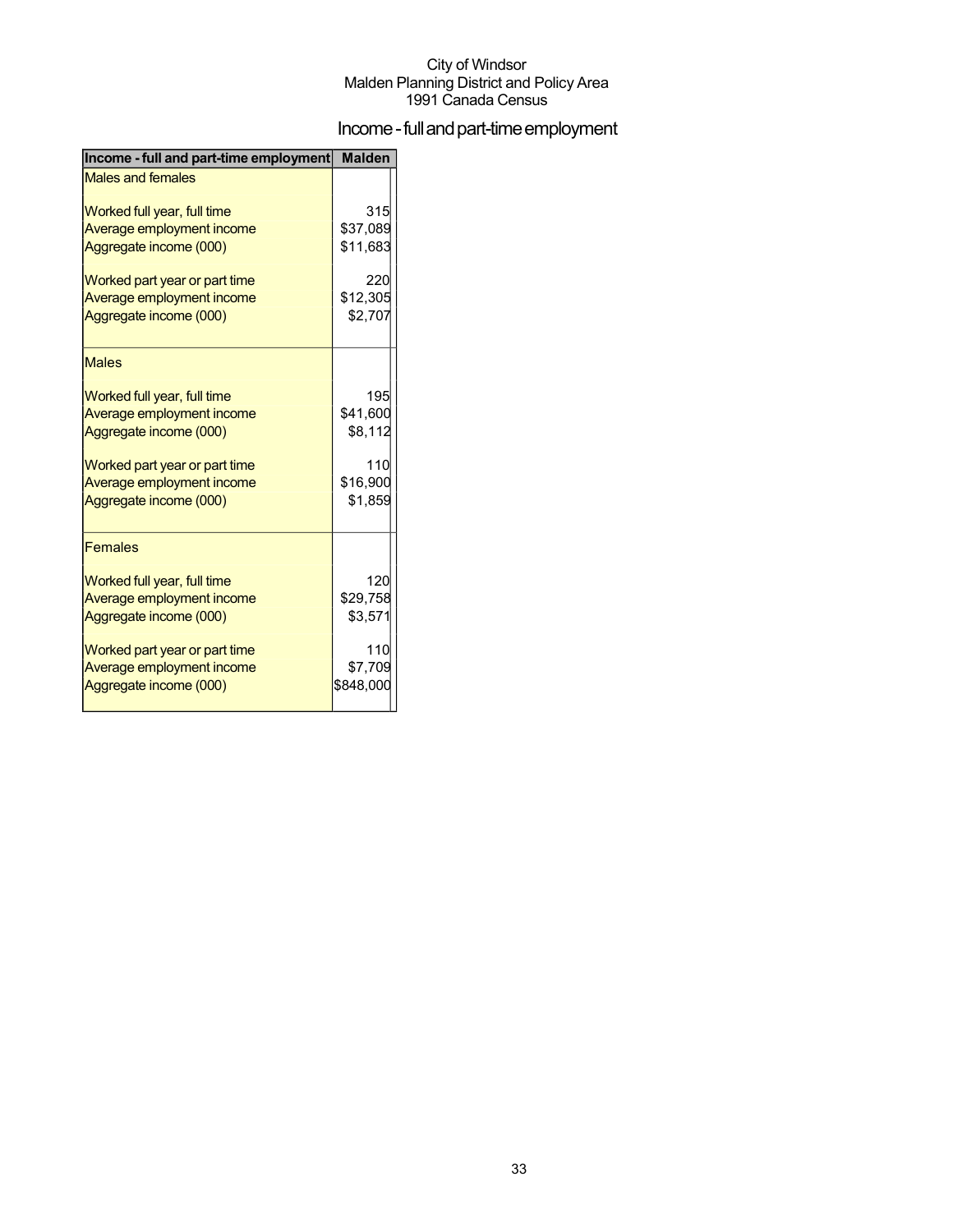City of Windsor
Malden Planning District and Policy Area
1991 Canada Census

# Income - full and part-time employment

| Income - full and part-time employment | Malden |
|---|---|
| Males and females | |
| Worked full year, full time | 315 |
| Average employment income | $37,089 |
| Aggregate income (000) | $11,683 |
| Worked part year or part time | 220 |
| Average employment income | $12,305 |
| Aggregate income (000) | $2,707 |
| Males | |
| Worked full year, full time | 195 |
| Average employment income | $41,600 |
| Aggregate income (000) | $8,112 |
| Worked part year or part time | 110 |
| Average employment income | $16,900 |
| Aggregate income (000) | $1,859 |
| Females | |
| Worked full year, full time | 120 |
| Average employment income | $29,758 |
| Aggregate income (000) | $3,571 |
| Worked part year or part time | 110 |
| Average employment income | $7,709 |
| Aggregate income (000) | $848,000 |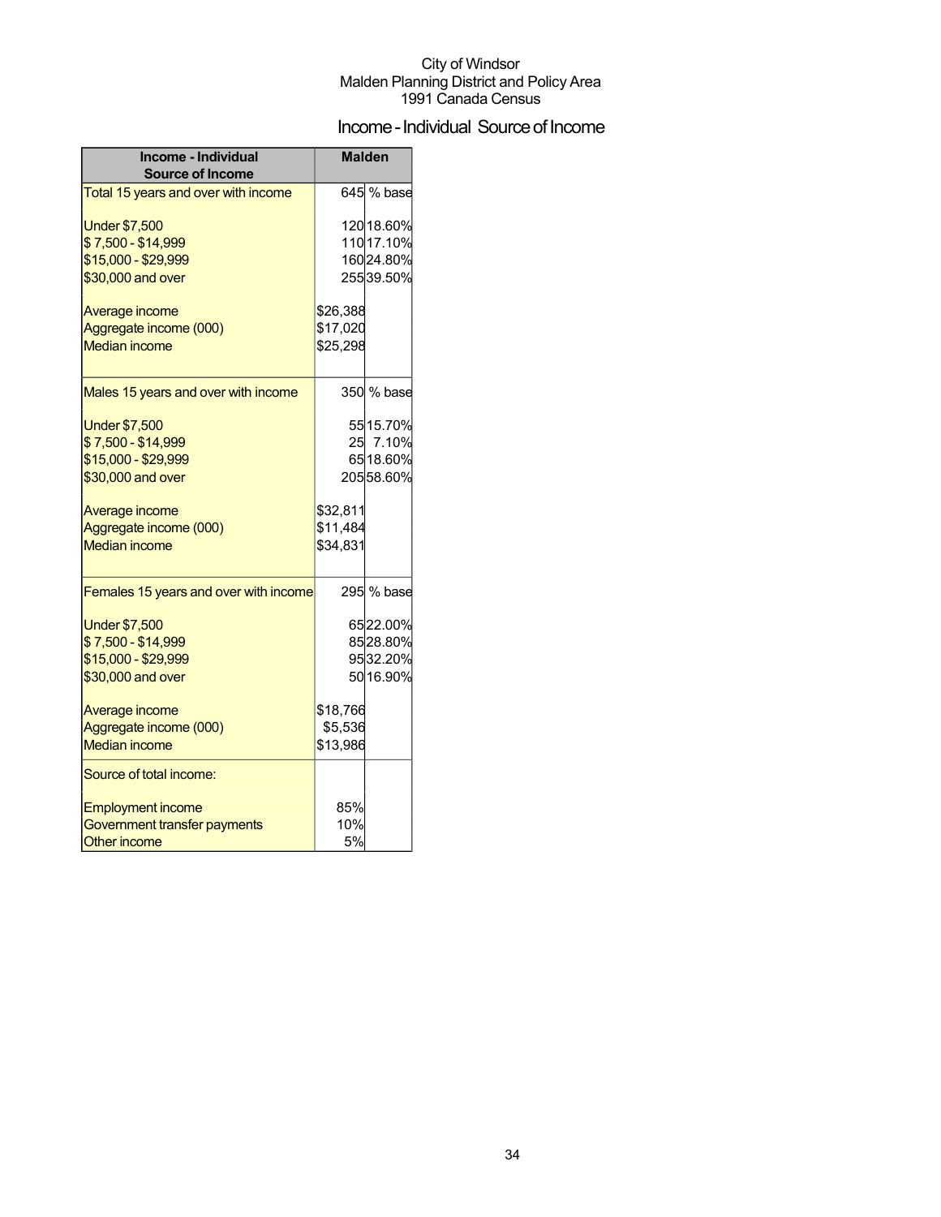City of Windsor
Malden Planning District and Policy Area
1991 Canada Census

# Income - Individual Source of Income

| Income - Individual Source of Income | Malden | |
|---|---|---|
| Total 15 years and over with income | 645 | % base |
| Under $7,500 | 120 | 18.60% |
| $ 7,500 - $14,999 | 110 | 17.10% |
| $15,000 - $29,999 | 160 | 24.80% |
| $30,000 and over | 255 | 39.50% |
| Average income | $26,388 | |
| Aggregate income (000) | $17,020 | |
| Median income | $25,298 | |
| Males 15 years and over with income | 350 | % base |
| Under $7,500 | 55 | 15.70% |
| $ 7,500 - $14,999 | 25 | 7.10% |
| $15,000 - $29,999 | 65 | 18.60% |
| $30,000 and over | 205 | 58.60% |
| Average income | $32,811 | |
| Aggregate income (000) | $11,484 | |
| Median income | $34,831 | |
| Females 15 years and over with income | 295 | % base |
| Under $7,500 | 65 | 22.00% |
| $ 7,500 - $14,999 | 85 | 28.80% |
| $15,000 - $29,999 | 95 | 32.20% |
| $30,000 and over | 50 | 16.90% |
| Average income | $18,766 | |
| Aggregate income (000) | $5,536 | |
| Median income | $13,986 | |
| Source of total income: | | |
| Employment income | 85% | |
| Government transfer payments | 10% | |
| Other income | 5% | |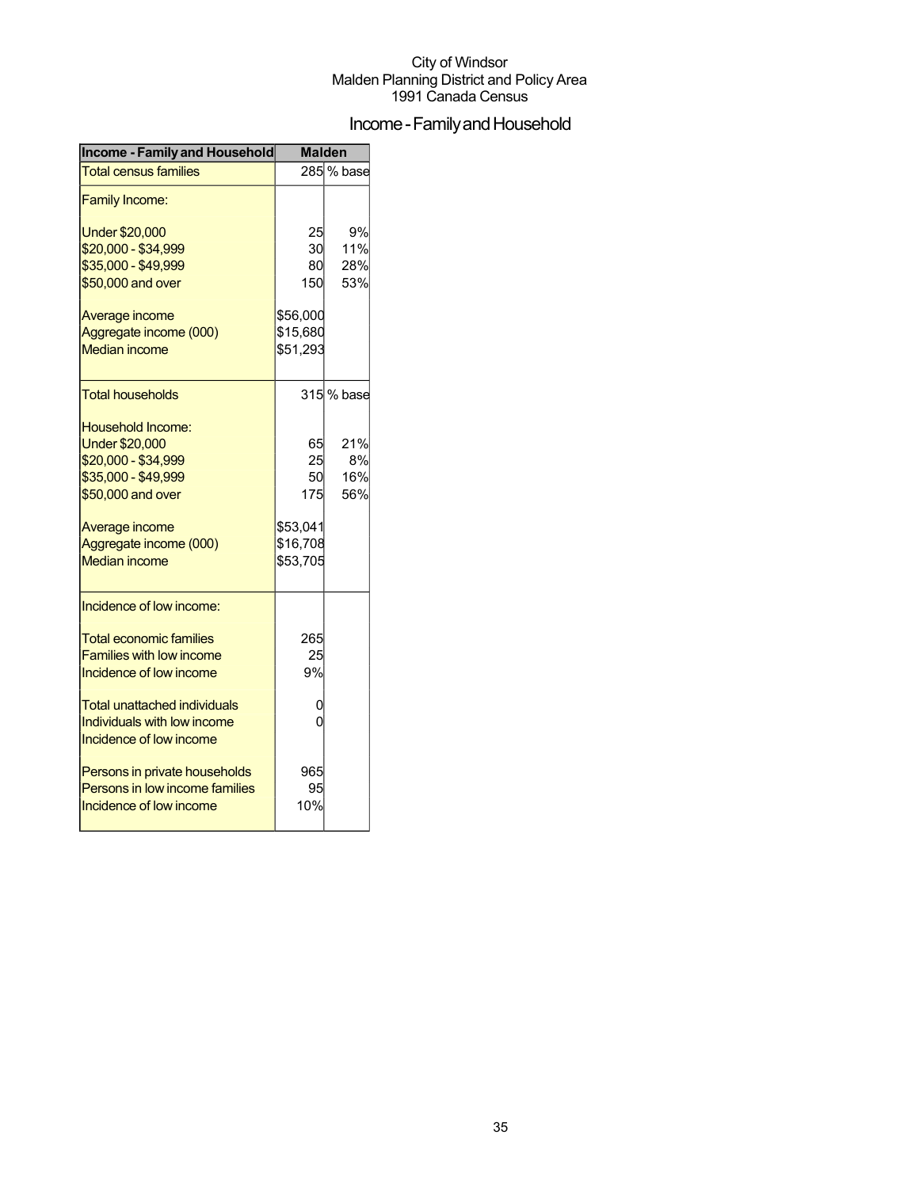City of Windsor
Malden Planning District and Policy Area
1991 Canada Census

# Income - Family and Household

| Income - Family and Household | Malden | |
|---|---|---|
| Total census families | 285 | % base |
| Family Income: | | |
| Under $20,000 | 25 | 9% |
| $20,000 - $34,999 | 30 | 11% |
| $35,000 - $49,999 | 80 | 28% |
| $50,000 and over | 150 | 53% |
| Average income | $56,000 | |
| Aggregate income (000) | $15,680 | |
| Median income | $51,293 | |
| Total households | 315 | % base |
| Household Income: | | |
| Under $20,000 | 65 | 21% |
| $20,000 - $34,999 | 25 | 8% |
| $35,000 - $49,999 | 50 | 16% |
| $50,000 and over | 175 | 56% |
| Average income | $53,041 | |
| Aggregate income (000) | $16,708 | |
| Median income | $53,705 | |
| Incidence of low income: | | |
| Total economic families | 265 | |
| Families with low income | 25 | |
| Incidence of low income | 9% | |
| Total unattached individuals | 0 | |
| Individuals with low income | 0 | |
| Incidence of low income | | |
| Persons in private households | 965 | |
| Persons in low income families | 95 | |
| Incidence of low income | 10% | |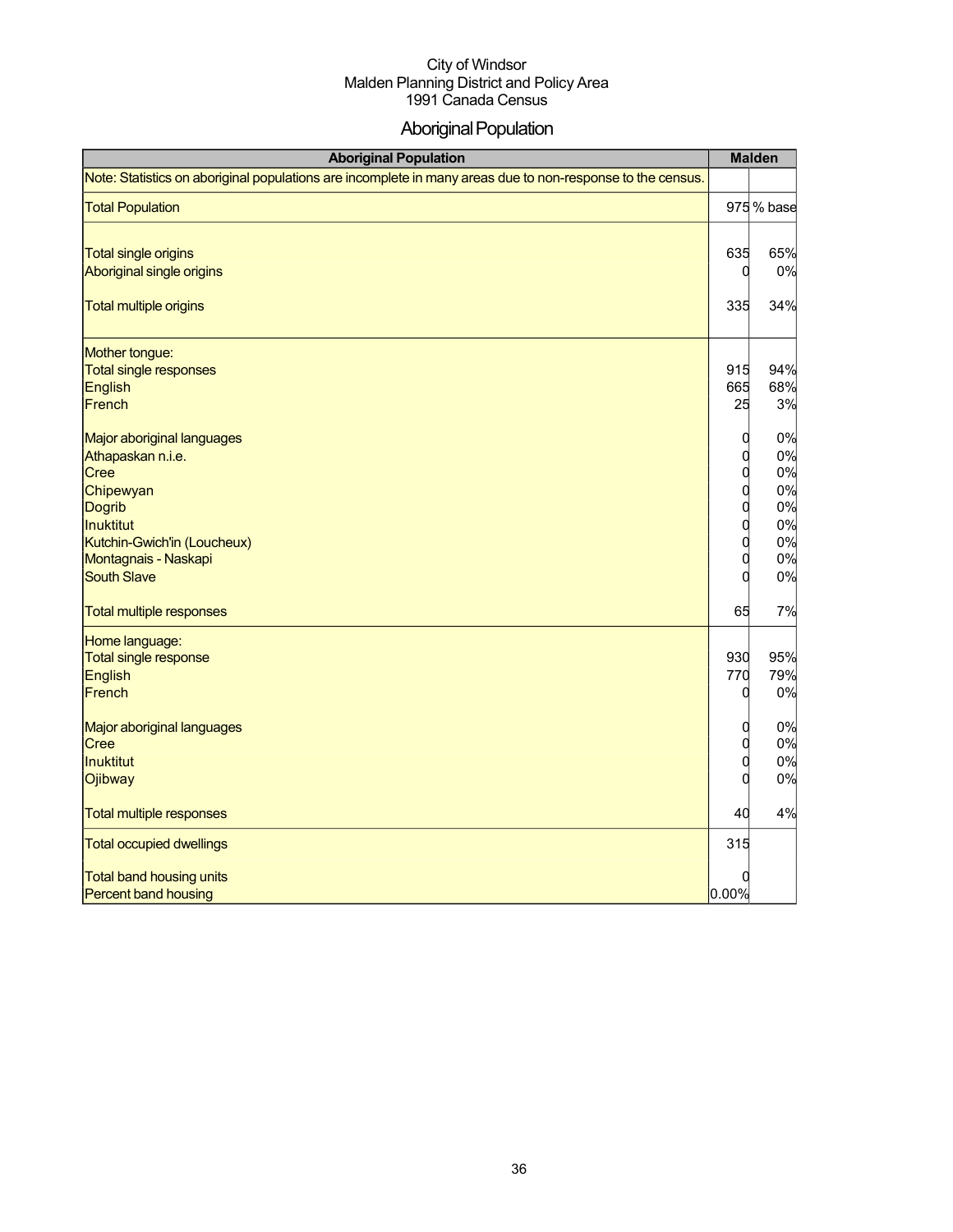City of Windsor
Malden Planning District and Policy Area
1991 Canada Census

# Aboriginal Population

| Aboriginal Population | Malden | |
|---|---|---|
| Note: Statistics on aboriginal populations are incomplete in many areas due to non-response to the census. | | |
| Total Population | 975 | % base |
| Total single origins | 635 | 65% |
| Aboriginal single origins | 0 | 0% |
| Total multiple origins | 335 | 34% |
| Mother tongue: | | |
| Total single responses | 915 | 94% |
| English | 665 | 68% |
| French | 25 | 3% |
| Major aboriginal languages | 0 | 0% |
| Athapaskan n.i.e. | 0 | 0% |
| Cree | 0 | 0% |
| Chipewyan | 0 | 0% |
| Dogrib | 0 | 0% |
| Inuktitut | 0 | 0% |
| Kutchin-Gwich'in (Loucheux) | 0 | 0% |
| Montagnais - Naskapi | 0 | 0% |
| South Slave | 0 | 0% |
| Total multiple responses | 65 | 7% |
| Home language: | | |
| Total single response | 930 | 95% |
| English | 770 | 79% |
| French | 0 | 0% |
| Major aboriginal languages | 0 | 0% |
| Cree | 0 | 0% |
| Inuktitut | 0 | 0% |
| Ojibway | 0 | 0% |
| Total multiple responses | 40 | 4% |
| Total occupied dwellings | 315 | |
| Total band housing units | 0 | |
| Percent band housing | 0.00% | |